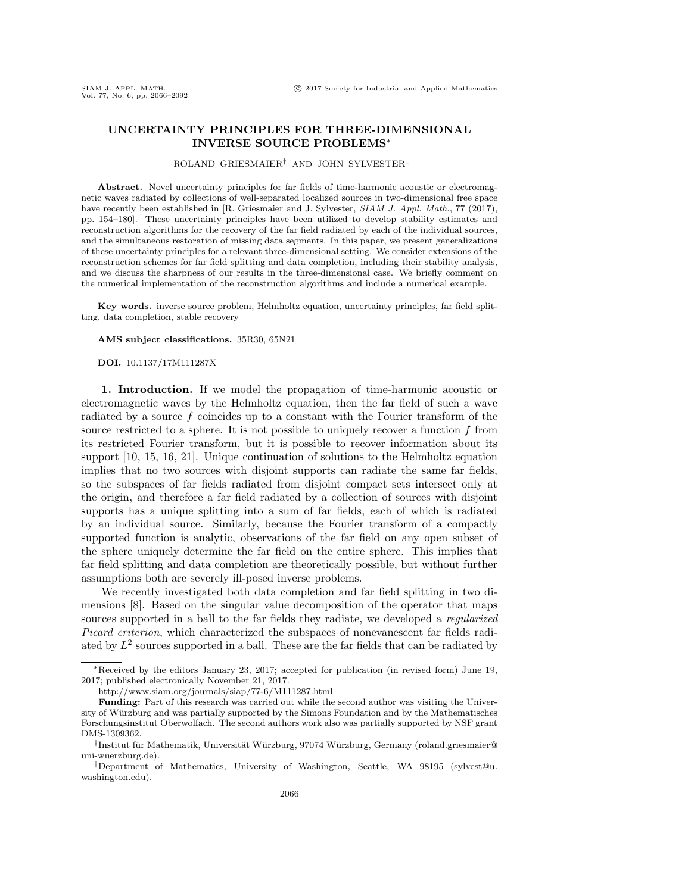# UNCERTAINTY PRINCIPLES FOR THREE-DIMENSIONAL INVERSE SOURCE PROBLEMS*

ROLAND GRIESMAIER[†] AND JOHN SYLVESTER[‡]

**Abstract.** Novel uncertainty principles for far fields of time-harmonic acoustic or electromagnetic waves radiated by collections of well-separated localized sources in two-dimensional free space have recently been established in [R. Griesmaier and J. Sylvester, *SIAM J. Appl. Math.*, 77 (2017), pp. 154–180]. These uncertainty principles have been utilized to develop stability estimates and reconstruction algorithms for the recovery of the far field radiated by each of the individual sources, and the simultaneous restoration of missing data segments. In this paper, we present generalizations of these uncertainty principles for a relevant three-dimensional setting. We consider extensions of the reconstruction schemes for far field splitting and data completion, including their stability analysis, and we discuss the sharpness of our results in the three-dimensional case. We briefly comment on the numerical implementation of the reconstruction algorithms and include a numerical example.

**Key words.** inverse source problem, Helmholtz equation, uncertainty principles, far field splitting, data completion, stable recovery

**AMS subject classifications.** 35R30, 65N21

**DOI.** 10.1137/17M111287X

**1. Introduction.** If we model the propagation of time-harmonic acoustic or electromagnetic waves by the Helmholtz equation, then the far field of such a wave radiated by a source $f$ coincides up to a constant with the Fourier transform of the source restricted to a sphere. It is not possible to uniquely recover a function $f$ from its restricted Fourier transform, but it is possible to recover information about its support [10, 15, 16, 21]. Unique continuation of solutions to the Helmholtz equation implies that no two sources with disjoint supports can radiate the same far fields, so the subspaces of far fields radiated from disjoint compact sets intersect only at the origin, and therefore a far field radiated by a collection of sources with disjoint supports has a unique splitting into a sum of far fields, each of which is radiated by an individual source. Similarly, because the Fourier transform of a compactly supported function is analytic, observations of the far field on any open subset of the sphere uniquely determine the far field on the entire sphere. This implies that far field splitting and data completion are theoretically possible, but without further assumptions both are severely ill-posed inverse problems.

We recently investigated both data completion and far field splitting in two dimensions [8]. Based on the singular value decomposition of the operator that maps sources supported in a ball to the far fields they radiate, we developed a *regularized Picard criterion*, which characterized the subspaces of nonevanescent far fields radiated by $L^2$ sources supported in a ball. These are the far fields that can be radiated by

---

*Received by the editors January 23, 2017; accepted for publication (in revised form) June 19, 2017; published electronically November 21, 2017.

http://www.siam.org/journals/siap/77-6/M111287.html

**Funding:** Part of this research was carried out while the second author was visiting the University of Würzburg and was partially supported by the Simons Foundation and by the Mathematisches Forschungsinstitut Oberwolfach. The second authors work also was partially supported by NSF grant DMS-1309362.

[†]Institut für Mathematik, Universität Würzburg, 97074 Würzburg, Germany (roland.griesmaier@uni-wuerzburg.de).

[‡]Department of Mathematics, University of Washington, Seattle, WA 98195 (sylvest@u.washington.edu).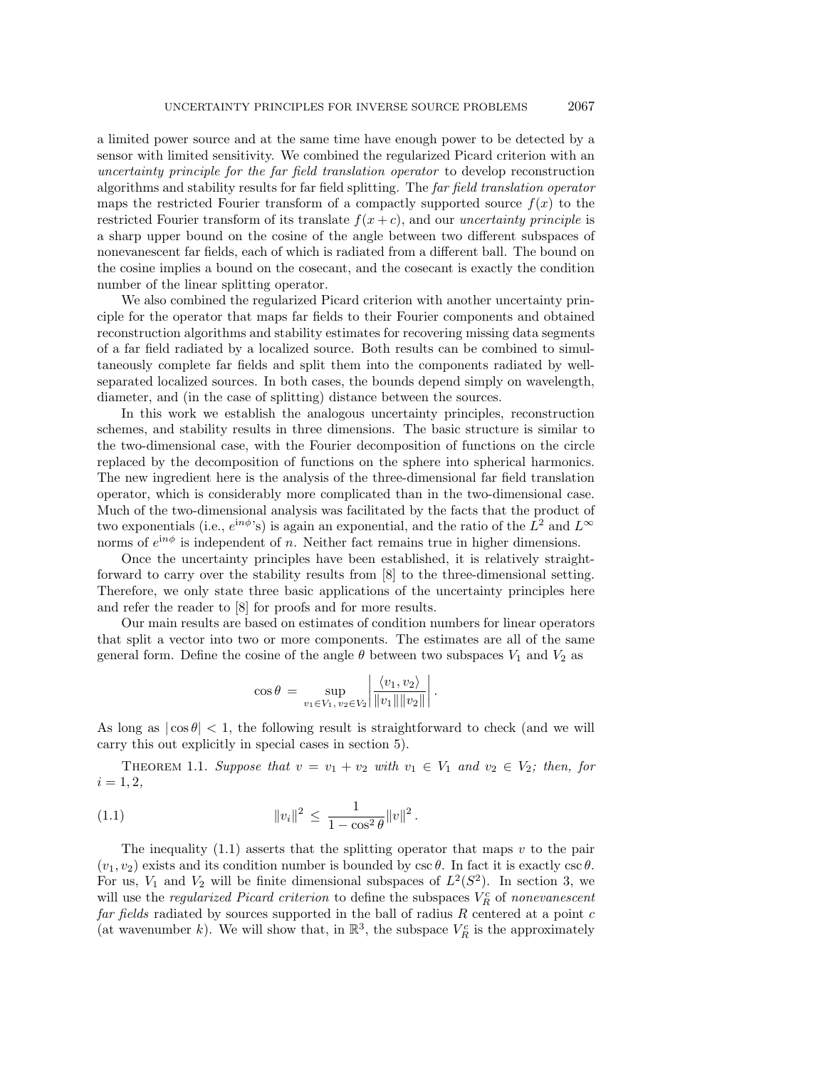a limited power source and at the same time have enough power to be detected by a sensor with limited sensitivity. We combined the regularized Picard criterion with an *uncertainty principle for the far field translation operator* to develop reconstruction algorithms and stability results for far field splitting. The *far field translation operator* maps the restricted Fourier transform of a compactly supported source $f(x)$ to the restricted Fourier transform of its translate $f(x+c)$, and our *uncertainty principle* is a sharp upper bound on the cosine of the angle between two different subspaces of nonevanescent far fields, each of which is radiated from a different ball. The bound on the cosine implies a bound on the cosecant, and the cosecant is exactly the condition number of the linear splitting operator.

We also combined the regularized Picard criterion with another uncertainty principle for the operator that maps far fields to their Fourier components and obtained reconstruction algorithms and stability estimates for recovering missing data segments of a far field radiated by a localized source. Both results can be combined to simultaneously complete far fields and split them into the components radiated by well-separated localized sources. In both cases, the bounds depend simply on wavelength, diameter, and (in the case of splitting) distance between the sources.

In this work we establish the analogous uncertainty principles, reconstruction schemes, and stability results in three dimensions. The basic structure is similar to the two-dimensional case, with the Fourier decomposition of functions on the circle replaced by the decomposition of functions on the sphere into spherical harmonics. The new ingredient here is the analysis of the three-dimensional far field translation operator, which is considerably more complicated than in the two-dimensional case. Much of the two-dimensional analysis was facilitated by the facts that the product of two exponentials (i.e., $e^{in\phi}$'s) is again an exponential, and the ratio of the $L^2$ and $L^\infty$ norms of $e^{in\phi}$ is independent of $n$. Neither fact remains true in higher dimensions.

Once the uncertainty principles have been established, it is relatively straightforward to carry over the stability results from [8] to the three-dimensional setting. Therefore, we only state three basic applications of the uncertainty principles here and refer the reader to [8] for proofs and for more results.

Our main results are based on estimates of condition numbers for linear operators that split a vector into two or more components. The estimates are all of the same general form. Define the cosine of the angle $\theta$ between two subspaces $V_1$ and $V_2$ as

$$\cos\theta \;=\; \sup_{v_1\in V_1,\, v_2\in V_2} \left| \frac{\langle v_1, v_2\rangle}{\|v_1\|\|v_2\|} \right| .$$

As long as $|\cos\theta| < 1$, the following result is straightforward to check (and we will carry this out explicitly in special cases in section 5).

THEOREM 1.1. *Suppose that $v = v_1 + v_2$ with $v_1 \in V_1$ and $v_2 \in V_2$; then, for $i = 1, 2$,*

$$\|v_i\|^2 \;\le\; \frac{1}{1-\cos^2\theta}\|v\|^2 . \tag{1.1}$$

The inequality (1.1) asserts that the splitting operator that maps $v$ to the pair $(v_1, v_2)$ exists and its condition number is bounded by $\csc\theta$. In fact it is exactly $\csc\theta$. For us, $V_1$ and $V_2$ will be finite dimensional subspaces of $L^2(S^2)$. In section 3, we will use the *regularized Picard criterion* to define the subspaces $V_R^c$ of *nonevanescent far fields* radiated by sources supported in the ball of radius $R$ centered at a point $c$ (at wavenumber $k$). We will show that, in $\mathbb{R}^3$, the subspace $V_R^c$ is the approximately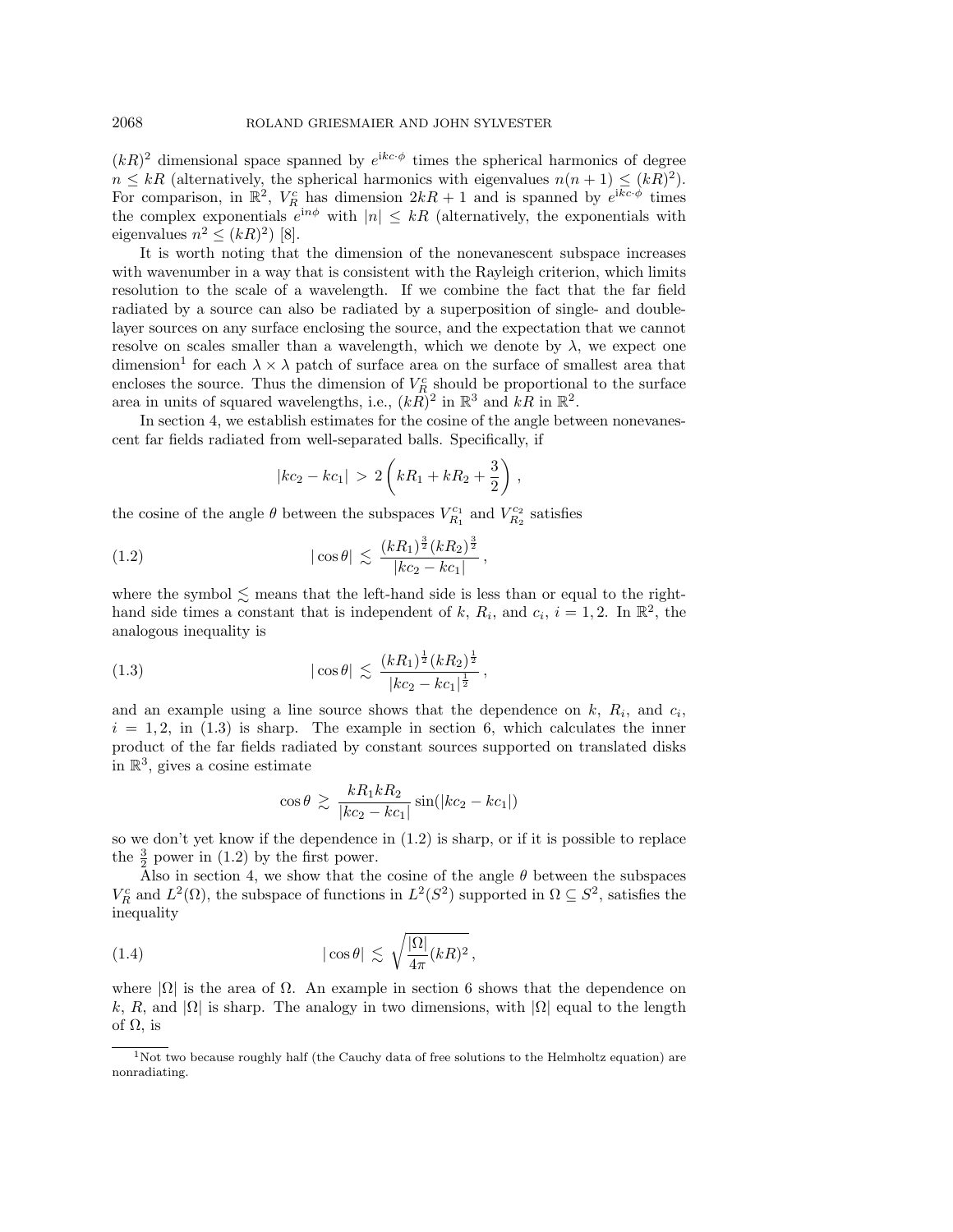$(kR)^2$ dimensional space spanned by $e^{ikc\cdot\phi}$ times the spherical harmonics of degree $n \leq kR$ (alternatively, the spherical harmonics with eigenvalues $n(n+1) \leq (kR)^2$). For comparison, in $\mathbb{R}^2$, $V_R^c$ has dimension $2kR+1$ and is spanned by $e^{ikc\cdot\phi}$ times the complex exponentials $e^{in\phi}$ with $|n| \leq kR$ (alternatively, the exponentials with eigenvalues $n^2 \leq (kR)^2$) [8].

It is worth noting that the dimension of the nonevanescent subspace increases with wavenumber in a way that is consistent with the Rayleigh criterion, which limits resolution to the scale of a wavelength. If we combine the fact that the far field radiated by a source can also be radiated by a superposition of single- and double-layer sources on any surface enclosing the source, and the expectation that we cannot resolve on scales smaller than a wavelength, which we denote by $\lambda$, we expect one dimension[1] for each $\lambda \times \lambda$ patch of surface area on the surface of smallest area that encloses the source. Thus the dimension of $V_R^c$ should be proportional to the surface area in units of squared wavelengths, i.e., $(kR)^2$ in $\mathbb{R}^3$ and $kR$ in $\mathbb{R}^2$.

In section 4, we establish estimates for the cosine of the angle between nonevanescent far fields radiated from well-separated balls. Specifically, if

$$|kc_2 - kc_1| \, > \, 2\left(kR_1 + kR_2 + \frac{3}{2}\right),$$

the cosine of the angle $\theta$ between the subspaces $V_{R_1}^{c_1}$ and $V_{R_2}^{c_2}$ satisfies

$$|\cos\theta| \lesssim \frac{(kR_1)^{\frac{3}{2}}(kR_2)^{\frac{3}{2}}}{|kc_2 - kc_1|}, \tag{1.2}$$

where the symbol $\lesssim$ means that the left-hand side is less than or equal to the right-hand side times a constant that is independent of $k$, $R_i$, and $c_i$, $i = 1, 2$. In $\mathbb{R}^2$, the analogous inequality is

$$|\cos\theta| \lesssim \frac{(kR_1)^{\frac{1}{2}}(kR_2)^{\frac{1}{2}}}{|kc_2 - kc_1|^{\frac{1}{2}}}, \tag{1.3}$$

and an example using a line source shows that the dependence on $k$, $R_i$, and $c_i$, $i = 1, 2$, in (1.3) is sharp. The example in section 6, which calculates the inner product of the far fields radiated by constant sources supported on translated disks in $\mathbb{R}^3$, gives a cosine estimate

$$\cos\theta \gtrsim \frac{kR_1 kR_2}{|kc_2 - kc_1|}\sin(|kc_2 - kc_1|)$$

so we don't yet know if the dependence in (1.2) is sharp, or if it is possible to replace the $\frac{3}{2}$ power in (1.2) by the first power.

Also in section 4, we show that the cosine of the angle $\theta$ between the subspaces $V_R^c$ and $L^2(\Omega)$, the subspace of functions in $L^2(S^2)$ supported in $\Omega \subseteq S^2$, satisfies the inequality

$$|\cos\theta| \lesssim \sqrt{\frac{|\Omega|}{4\pi}(kR)^2}, \tag{1.4}$$

where $|\Omega|$ is the area of $\Omega$. An example in section 6 shows that the dependence on $k$, $R$, and $|\Omega|$ is sharp. The analogy in two dimensions, with $|\Omega|$ equal to the length of $\Omega$, is

[1] Not two because roughly half (the Cauchy data of free solutions to the Helmholtz equation) are nonradiating.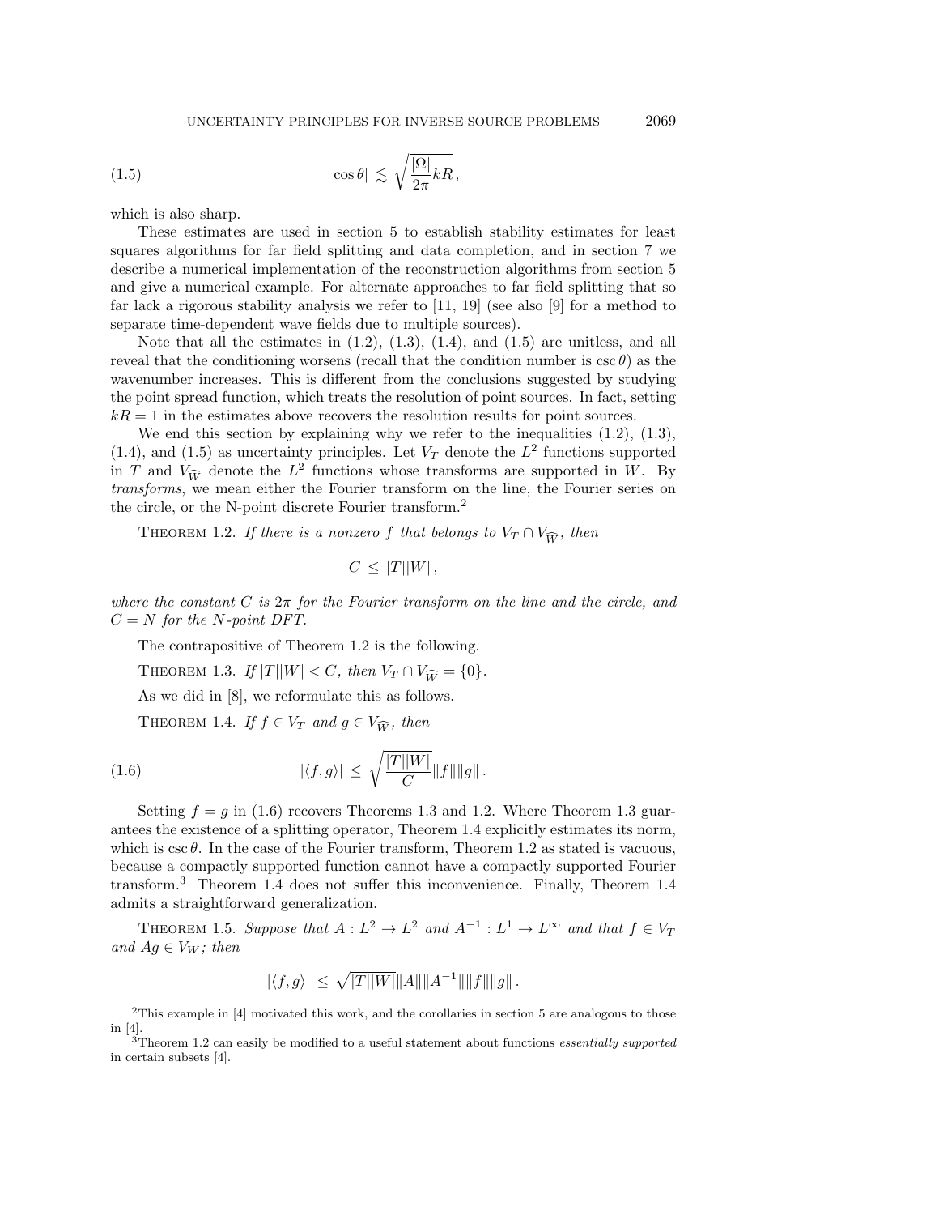$$|\cos\theta| \lesssim \sqrt{\frac{|\Omega|}{2\pi}kR}\,, \tag{1.5}$$

which is also sharp.

These estimates are used in section 5 to establish stability estimates for least squares algorithms for far field splitting and data completion, and in section 7 we describe a numerical implementation of the reconstruction algorithms from section 5 and give a numerical example. For alternate approaches to far field splitting that so far lack a rigorous stability analysis we refer to [11, 19] (see also [9] for a method to separate time-dependent wave fields due to multiple sources).

Note that all the estimates in (1.2), (1.3), (1.4), and (1.5) are unitless, and all reveal that the conditioning worsens (recall that the condition number is $\csc\theta$) as the wavenumber increases. This is different from the conclusions suggested by studying the point spread function, which treats the resolution of point sources. In fact, setting $kR = 1$ in the estimates above recovers the resolution results for point sources.

We end this section by explaining why we refer to the inequalities (1.2), (1.3), (1.4), and (1.5) as uncertainty principles. Let $V_T$ denote the $L^2$ functions supported in $T$ and $V_{\widehat{W}}$ denote the $L^2$ functions whose transforms are supported in $W$. By *transforms*, we mean either the Fourier transform on the line, the Fourier series on the circle, or the N-point discrete Fourier transform.[2]

Theorem 1.2. *If there is a nonzero $f$ that belongs to $V_T \cap V_{\widehat{W}}$, then*

$$C \le |T||W|\,,$$

*where the constant $C$ is $2\pi$ for the Fourier transform on the line and the circle, and $C = N$ for the $N$-point DFT.*

The contrapositive of Theorem 1.2 is the following.

Theorem 1.3. *If $|T||W| < C$, then $V_T \cap V_{\widehat{W}} = \{0\}$.*

As we did in [8], we reformulate this as follows.

Theorem 1.4. *If $f \in V_T$ and $g \in V_{\widehat{W}}$, then*

$$|\langle f, g\rangle| \le \sqrt{\frac{|T||W|}{C}}\|f\|\|g\|\,. \tag{1.6}$$

Setting $f = g$ in (1.6) recovers Theorems 1.3 and 1.2. Where Theorem 1.3 guarantees the existence of a splitting operator, Theorem 1.4 explicitly estimates its norm, which is $\csc\theta$. In the case of the Fourier transform, Theorem 1.2 as stated is vacuous, because a compactly supported function cannot have a compactly supported Fourier transform.[3] Theorem 1.4 does not suffer this inconvenience. Finally, Theorem 1.4 admits a straightforward generalization.

Theorem 1.5. *Suppose that $A : L^2 \to L^2$ and $A^{-1} : L^1 \to L^\infty$ and that $f \in V_T$ and $Ag \in V_W$; then*

$$|\langle f, g\rangle| \le \sqrt{|T||W|}\|A\|\|A^{-1}\|\|f\|\|g\|\,.$$

---

[2] This example in [4] motivated this work, and the corollaries in section 5 are analogous to those in [4].

[3] Theorem 1.2 can easily be modified to a useful statement about functions *essentially supported* in certain subsets [4].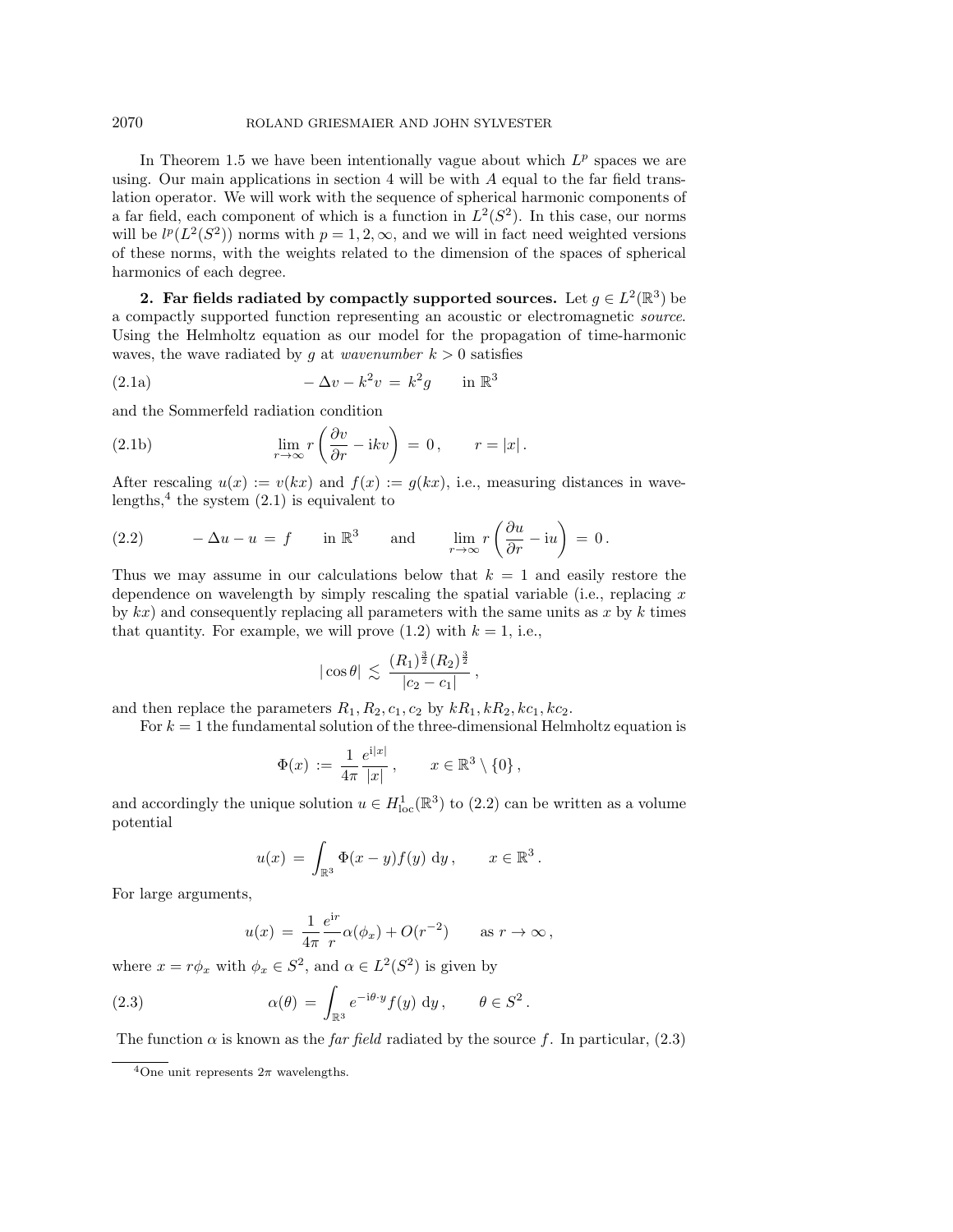In Theorem 1.5 we have been intentionally vague about which $L^p$ spaces we are using. Our main applications in section 4 will be with $A$ equal to the far field translation operator. We will work with the sequence of spherical harmonic components of a far field, each component of which is a function in $L^2(S^2)$. In this case, our norms will be $l^p(L^2(S^2))$ norms with $p = 1, 2, \infty$, and we will in fact need weighted versions of these norms, with the weights related to the dimension of the spaces of spherical harmonics of each degree.

## 2. Far fields radiated by compactly supported sources.

Let $g \in L^2(\mathbb{R}^3)$ be a compactly supported function representing an acoustic or electromagnetic *source*. Using the Helmholtz equation as our model for the propagation of time-harmonic waves, the wave radiated by $g$ at *wavenumber* $k > 0$ satisfies

$$-\Delta v - k^2 v = k^2 g \qquad \text{in } \mathbb{R}^3 \tag{2.1a}$$

and the Sommerfeld radiation condition

$$\lim_{r\to\infty} r\left(\frac{\partial v}{\partial r} - \mathrm{i}kv\right) = 0\,, \qquad r = |x|\,. \tag{2.1b}$$

After rescaling $u(x) := v(kx)$ and $f(x) := g(kx)$, i.e., measuring distances in wavelengths,[4] the system (2.1) is equivalent to

$$-\Delta u - u = f \qquad \text{in } \mathbb{R}^3 \qquad \text{and} \qquad \lim_{r\to\infty} r\left(\frac{\partial u}{\partial r} - \mathrm{i}u\right) = 0\,. \tag{2.2}$$

Thus we may assume in our calculations below that $k = 1$ and easily restore the dependence on wavelength by simply rescaling the spatial variable (i.e., replacing $x$ by $kx$) and consequently replacing all parameters with the same units as $x$ by $k$ times that quantity. For example, we will prove (1.2) with $k = 1$, i.e.,

$$|\cos\theta| \lesssim \frac{(R_1)^{\frac{3}{2}}(R_2)^{\frac{3}{2}}}{|c_2 - c_1|}\,,$$

and then replace the parameters $R_1, R_2, c_1, c_2$ by $kR_1, kR_2, kc_1, kc_2$.

For $k = 1$ the fundamental solution of the three-dimensional Helmholtz equation is

$$\Phi(x) := \frac{1}{4\pi}\frac{e^{\mathrm{i}|x|}}{|x|}\,, \qquad x \in \mathbb{R}^3 \setminus \{0\}\,,$$

and accordingly the unique solution $u \in H^1_{\mathrm{loc}}(\mathbb{R}^3)$ to (2.2) can be written as a volume potential

$$u(x) = \int_{\mathbb{R}^3} \Phi(x-y) f(y)\, \mathrm{d}y\,, \qquad x \in \mathbb{R}^3\,.$$

For large arguments,

$$u(x) = \frac{1}{4\pi}\frac{e^{\mathrm{i}r}}{r}\alpha(\phi_x) + O(r^{-2}) \qquad \text{as } r \to \infty\,,$$

where $x = r\phi_x$ with $\phi_x \in S^2$, and $\alpha \in L^2(S^2)$ is given by

$$\alpha(\theta) = \int_{\mathbb{R}^3} e^{-\mathrm{i}\theta\cdot y} f(y)\, \mathrm{d}y\,, \qquad \theta \in S^2\,. \tag{2.3}$$

The function $\alpha$ is known as the *far field* radiated by the source $f$. In particular, (2.3)

[4] One unit represents $2\pi$ wavelengths.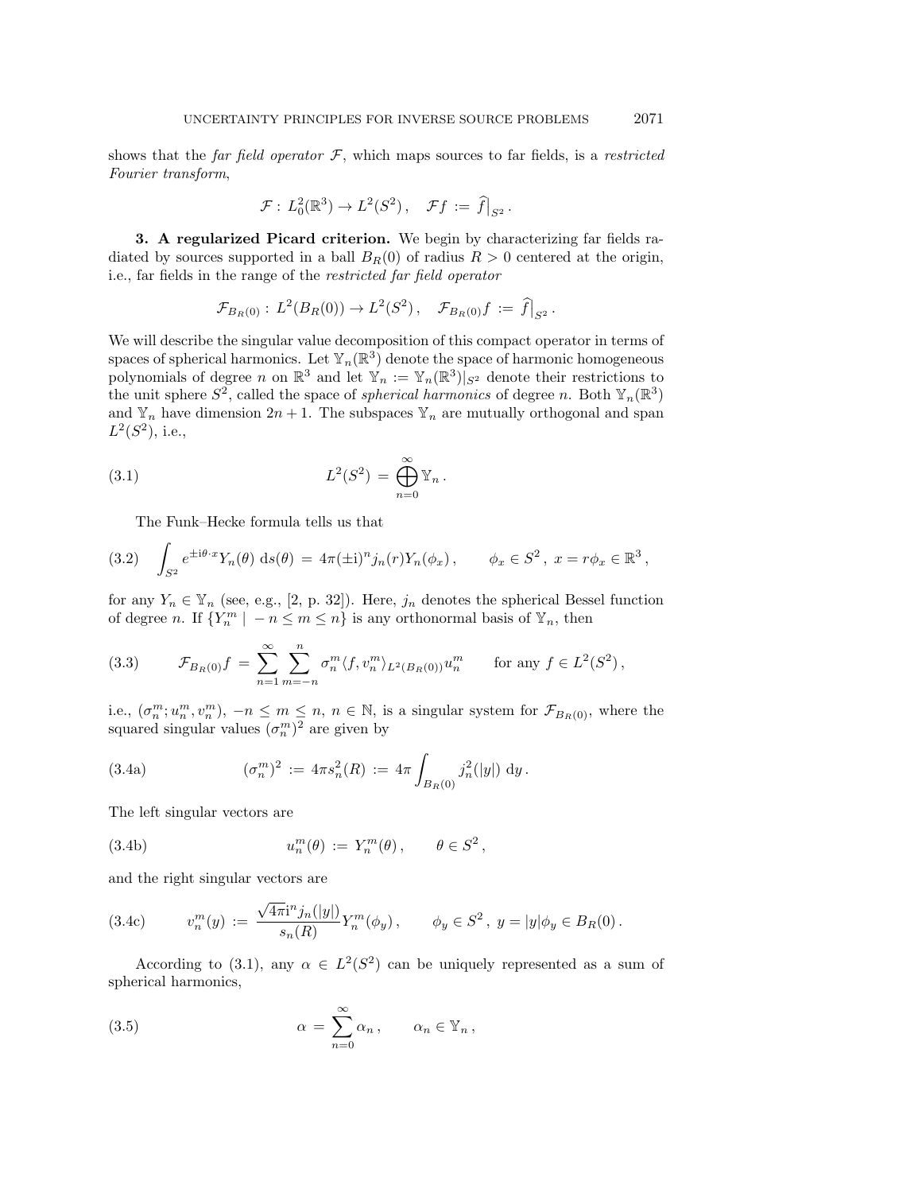shows that the *far field operator* $\mathcal{F}$, which maps sources to far fields, is a *restricted Fourier transform*,

$$\mathcal{F} : L^2_0(\mathbb{R}^3) \to L^2(S^2) \,, \quad \mathcal{F}f \,:=\, \widehat{f}\big|_{S^2} \,.$$

**3. A regularized Picard criterion.** We begin by characterizing far fields radiated by sources supported in a ball $B_R(0)$ of radius $R > 0$ centered at the origin, i.e., far fields in the range of the *restricted far field operator*

$$\mathcal{F}_{B_R(0)} : L^2(B_R(0)) \to L^2(S^2) \,, \quad \mathcal{F}_{B_R(0)}f \,:=\, \widehat{f}\big|_{S^2} \,.$$

We will describe the singular value decomposition of this compact operator in terms of spaces of spherical harmonics. Let $\mathbb{Y}_n(\mathbb{R}^3)$ denote the space of harmonic homogeneous polynomials of degree $n$ on $\mathbb{R}^3$ and let $\mathbb{Y}_n := \mathbb{Y}_n(\mathbb{R}^3)|_{S^2}$ denote their restrictions to the unit sphere $S^2$, called the space of *spherical harmonics* of degree $n$. Both $\mathbb{Y}_n(\mathbb{R}^3)$ and $\mathbb{Y}_n$ have dimension $2n+1$. The subspaces $\mathbb{Y}_n$ are mutually orthogonal and span $L^2(S^2)$, i.e.,

$$L^2(S^2) \,=\, \bigoplus_{n=0}^{\infty} \mathbb{Y}_n \,. \tag{3.1}$$

The Funk–Hecke formula tells us that

$$\int_{S^2} e^{\pm \mathrm{i}\theta\cdot x} Y_n(\theta)\, \mathrm{d}s(\theta) \,=\, 4\pi(\pm\mathrm{i})^n j_n(r) Y_n(\phi_x) \,, \qquad \phi_x \in S^2 \,,\; x = r\phi_x \in \mathbb{R}^3 \,, \tag{3.2}$$

for any $Y_n \in \mathbb{Y}_n$ (see, e.g., [2, p. 32]). Here, $j_n$ denotes the spherical Bessel function of degree $n$. If $\{Y_n^m \mid -n \le m \le n\}$ is any orthonormal basis of $\mathbb{Y}_n$, then

$$\mathcal{F}_{B_R(0)}f \,=\, \sum_{n=1}^{\infty} \sum_{m=-n}^{n} \sigma_n^m \langle f, v_n^m \rangle_{L^2(B_R(0))} u_n^m \qquad \text{for any } f \in L^2(S^2) \,, \tag{3.3}$$

i.e., $(\sigma_n^m; u_n^m, v_n^m)$, $-n \le m \le n$, $n \in \mathbb{N}$, is a singular system for $\mathcal{F}_{B_R(0)}$, where the squared singular values $(\sigma_n^m)^2$ are given by

$$(\sigma_n^m)^2 \,:=\, 4\pi s_n^2(R) \,:=\, 4\pi \int_{B_R(0)} j_n^2(|y|)\, \mathrm{d}y \,. \tag{3.4a}$$

The left singular vectors are

$$u_n^m(\theta) \,:=\, Y_n^m(\theta) \,, \qquad \theta \in S^2 \,, \tag{3.4b}$$

and the right singular vectors are

$$v_n^m(y) \,:=\, \frac{\sqrt{4\pi}\mathrm{i}^n j_n(|y|)}{s_n(R)} Y_n^m(\phi_y) \,, \qquad \phi_y \in S^2 \,,\; y = |y|\phi_y \in B_R(0) \,. \tag{3.4c}$$

According to (3.1), any $\alpha \in L^2(S^2)$ can be uniquely represented as a sum of spherical harmonics,

$$\alpha \,=\, \sum_{n=0}^{\infty} \alpha_n \,, \qquad \alpha_n \in \mathbb{Y}_n \,, \tag{3.5}$$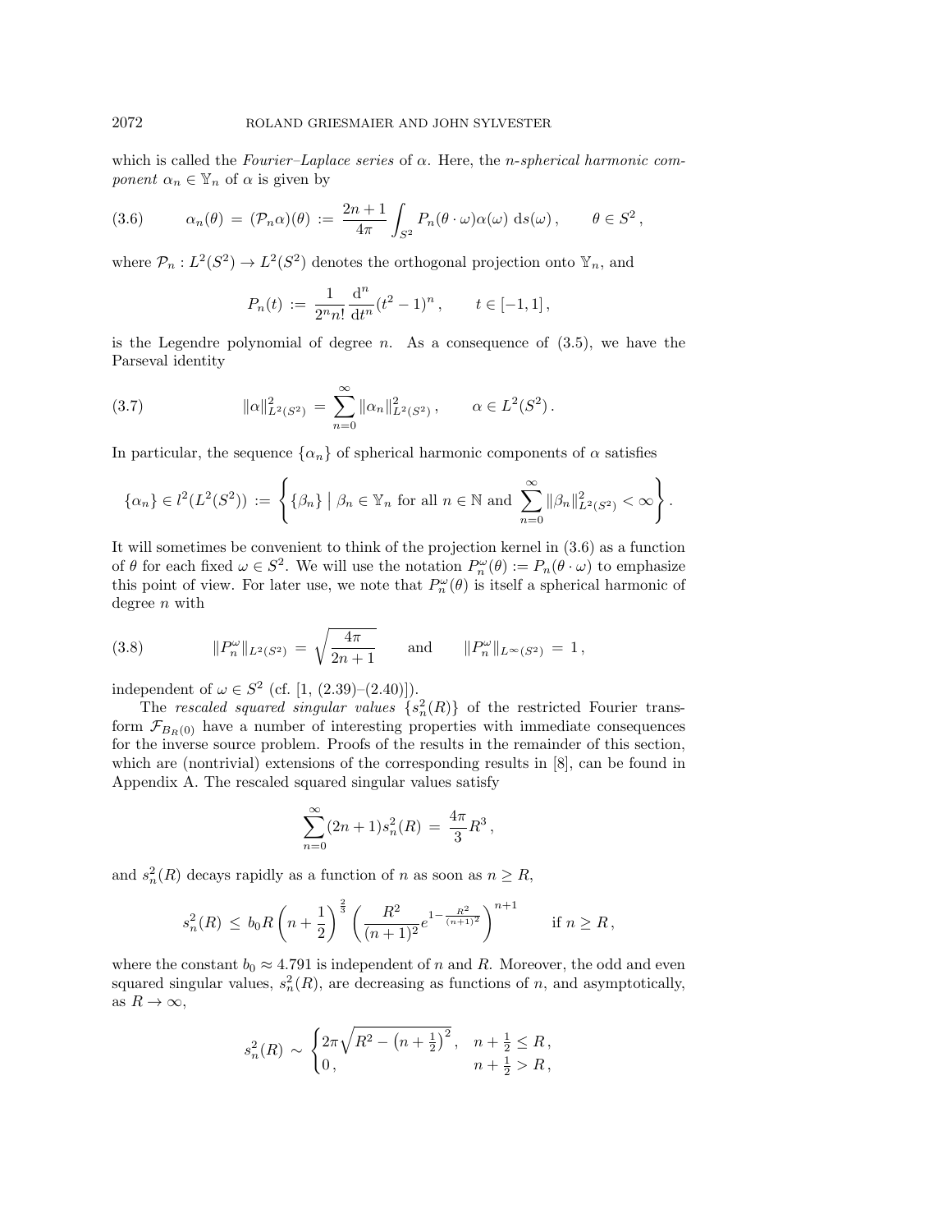which is called the *Fourier–Laplace series* of $\alpha$. Here, the *n-spherical harmonic component* $\alpha_n \in \mathbb{Y}_n$ of $\alpha$ is given by

$$\alpha_n(\theta) = (\mathcal{P}_n\alpha)(\theta) := \frac{2n+1}{4\pi}\int_{S^2} P_n(\theta\cdot\omega)\alpha(\omega)\,\mathrm{d}s(\omega)\,, \qquad \theta \in S^2\,, \tag{3.6}$$

where $\mathcal{P}_n : L^2(S^2) \to L^2(S^2)$ denotes the orthogonal projection onto $\mathbb{Y}_n$, and

$$P_n(t) := \frac{1}{2^n n!}\frac{\mathrm{d}^n}{\mathrm{d}t^n}(t^2-1)^n\,, \qquad t \in [-1,1]\,,$$

is the Legendre polynomial of degree $n$. As a consequence of (3.5), we have the Parseval identity

$$\|\alpha\|^2_{L^2(S^2)} = \sum_{n=0}^{\infty} \|\alpha_n\|^2_{L^2(S^2)}\,, \qquad \alpha \in L^2(S^2)\,. \tag{3.7}$$

In particular, the sequence $\{\alpha_n\}$ of spherical harmonic components of $\alpha$ satisfies

$$\{\alpha_n\} \in l^2(L^2(S^2)) := \left\{ \{\beta_n\} \;\Big|\; \beta_n \in \mathbb{Y}_n \text{ for all } n \in \mathbb{N} \text{ and } \sum_{n=0}^{\infty}\|\beta_n\|^2_{L^2(S^2)} < \infty \right\}.$$

It will sometimes be convenient to think of the projection kernel in (3.6) as a function of $\theta$ for each fixed $\omega \in S^2$. We will use the notation $P_n^\omega(\theta) := P_n(\theta\cdot\omega)$ to emphasize this point of view. For later use, we note that $P_n^\omega(\theta)$ is itself a spherical harmonic of degree $n$ with

$$\|P_n^\omega\|_{L^2(S^2)} = \sqrt{\frac{4\pi}{2n+1}} \qquad \text{and} \qquad \|P_n^\omega\|_{L^\infty(S^2)} = 1\,, \tag{3.8}$$

independent of $\omega \in S^2$ (cf. [1, (2.39)–(2.40)]).

The *rescaled squared singular values* $\{s_n^2(R)\}$ of the restricted Fourier transform $\mathcal{F}_{B_R(0)}$ have a number of interesting properties with immediate consequences for the inverse source problem. Proofs of the results in the remainder of this section, which are (nontrivial) extensions of the corresponding results in [8], can be found in Appendix A. The rescaled squared singular values satisfy

$$\sum_{n=0}^{\infty}(2n+1)s_n^2(R) = \frac{4\pi}{3}R^3\,,$$

and $s_n^2(R)$ decays rapidly as a function of $n$ as soon as $n \geq R$,

$$s_n^2(R) \leq b_0 R\left(n+\frac{1}{2}\right)^{\frac{2}{3}}\left(\frac{R^2}{(n+1)^2}e^{1-\frac{R^2}{(n+1)^2}}\right)^{n+1} \qquad \text{if } n \geq R\,,$$

where the constant $b_0 \approx 4.791$ is independent of $n$ and $R$. Moreover, the odd and even squared singular values, $s_n^2(R)$, are decreasing as functions of $n$, and asymptotically, as $R \to \infty$,

$$s_n^2(R) \sim \begin{cases} 2\pi\sqrt{R^2 - \left(n+\frac{1}{2}\right)^2}\,, & n+\frac{1}{2} \leq R\,, \\ 0\,, & n+\frac{1}{2} > R\,, \end{cases}$$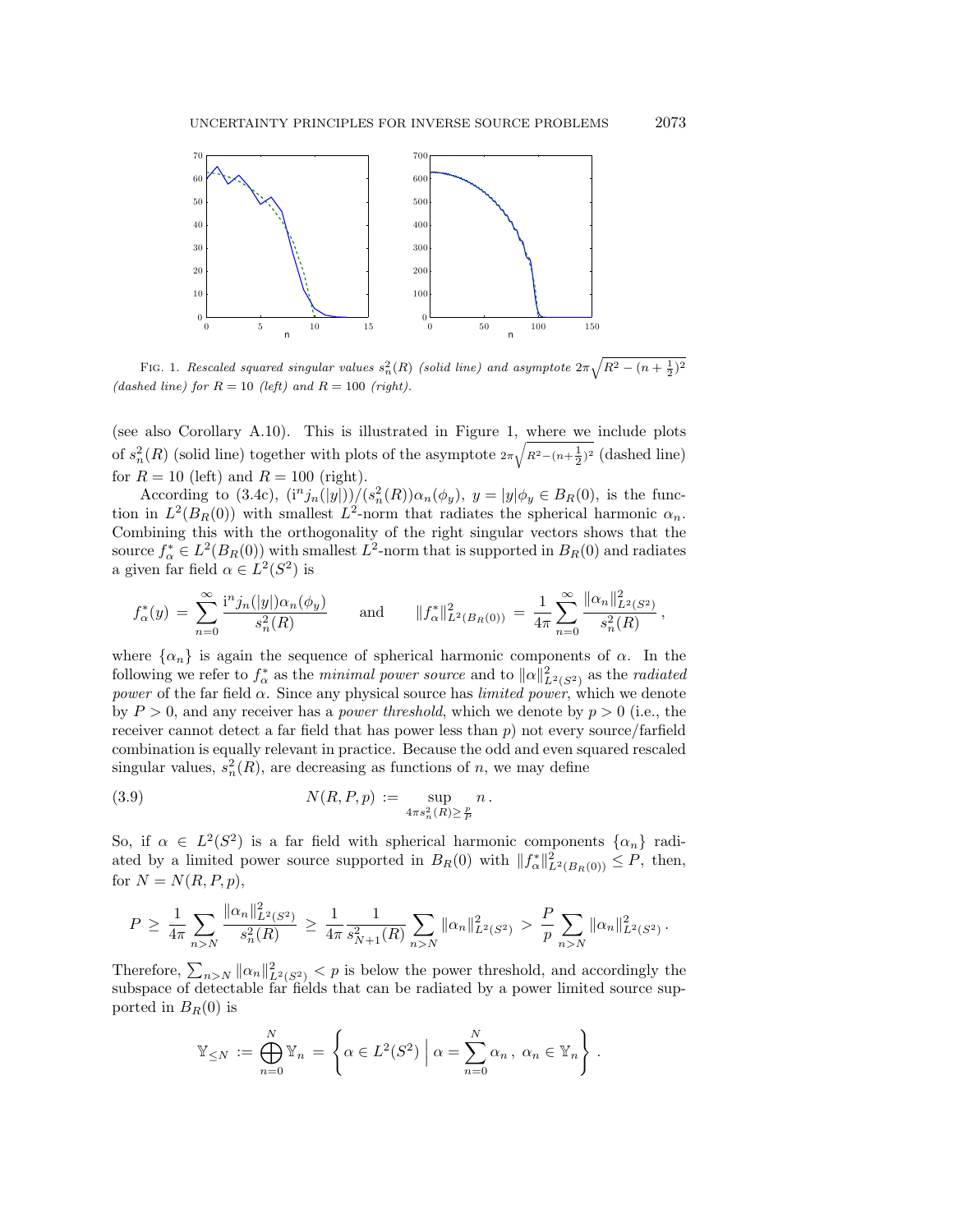FIG. 1. *Rescaled squared singular values* $s_n^2(R)$ *(solid line) and asymptote* $2\pi\sqrt{R^2-(n+\frac{1}{2})^2}$ *(dashed line) for* $R=10$ *(left) and* $R=100$ *(right).*

(see also Corollary A.10). This is illustrated in Figure 1, where we include plots of $s_n^2(R)$ (solid line) together with plots of the asymptote $2\pi\sqrt{R^2-(n+\frac{1}{2})^2}$ (dashed line) for $R=10$ (left) and $R=100$ (right).

According to (3.4c), $(\mathrm{i}^n j_n(|y|))/(s_n^2(R))\alpha_n(\phi_y)$, $y=|y|\phi_y \in B_R(0)$, is the function in $L^2(B_R(0))$ with smallest $L^2$-norm that radiates the spherical harmonic $\alpha_n$. Combining this with the orthogonality of the right singular vectors shows that the source $f_\alpha^* \in L^2(B_R(0))$ with smallest $L^2$-norm that is supported in $B_R(0)$ and radiates a given far field $\alpha \in L^2(S^2)$ is

$$
f_\alpha^*(y) = \sum_{n=0}^{\infty} \frac{\mathrm{i}^n j_n(|y|)\alpha_n(\phi_y)}{s_n^2(R)} \qquad \text{and} \qquad \|f_\alpha^*\|_{L^2(B_R(0))}^2 = \frac{1}{4\pi}\sum_{n=0}^{\infty}\frac{\|\alpha_n\|_{L^2(S^2)}^2}{s_n^2(R)},
$$

where $\{\alpha_n\}$ is again the sequence of spherical harmonic components of $\alpha$. In the following we refer to $f_\alpha^*$ as the *minimal power source* and to $\|\alpha\|_{L^2(S^2)}^2$ as the *radiated power* of the far field $\alpha$. Since any physical source has *limited power*, which we denote by $P>0$, and any receiver has a *power threshold*, which we denote by $p>0$ (i.e., the receiver cannot detect a far field that has power less than $p$) not every source/farfield combination is equally relevant in practice. Because the odd and even squared rescaled singular values, $s_n^2(R)$, are decreasing as functions of $n$, we may define

$$
N(R,P,p) := \sup_{4\pi s_n^2(R) \geq \frac{p}{P}} n\,. \tag{3.9}
$$

So, if $\alpha \in L^2(S^2)$ is a far field with spherical harmonic components $\{\alpha_n\}$ radiated by a limited power source supported in $B_R(0)$ with $\|f_\alpha^*\|_{L^2(B_R(0))}^2 \leq P$, then, for $N=N(R,P,p)$,

$$
P \geq \frac{1}{4\pi}\sum_{n>N}\frac{\|\alpha_n\|_{L^2(S^2)}^2}{s_n^2(R)} \geq \frac{1}{4\pi}\frac{1}{s_{N+1}^2(R)}\sum_{n>N}\|\alpha_n\|_{L^2(S^2)}^2 > \frac{P}{p}\sum_{n>N}\|\alpha_n\|_{L^2(S^2)}^2\,.
$$

Therefore, $\sum_{n>N}\|\alpha_n\|_{L^2(S^2)}^2 < p$ is below the power threshold, and accordingly the subspace of detectable far fields that can be radiated by a power limited source supported in $B_R(0)$ is

$$
\mathbb{Y}_{\leq N} := \bigoplus_{n=0}^{N}\mathbb{Y}_n = \left\{ \alpha \in L^2(S^2) \;\Big|\; \alpha = \sum_{n=0}^{N}\alpha_n\,,\ \alpha_n \in \mathbb{Y}_n \right\}.
$$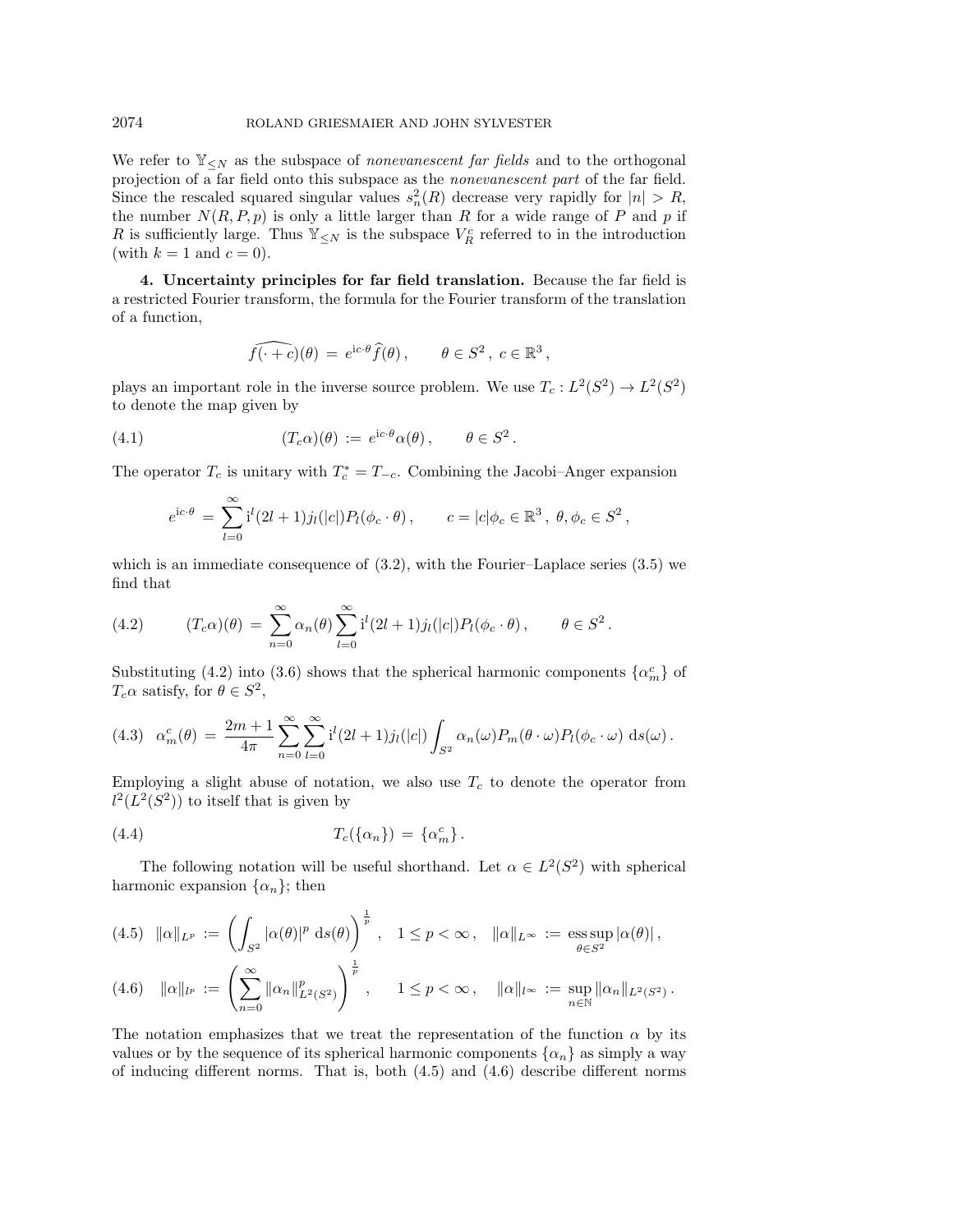We refer to $\mathbb{Y}_{\leq N}$ as the subspace of *nonevanescent far fields* and to the orthogonal projection of a far field onto this subspace as the *nonevanescent part* of the far field. Since the rescaled squared singular values $s_n^2(R)$ decrease very rapidly for $|n| > R$, the number $N(R, P, p)$ is only a little larger than $R$ for a wide range of $P$ and $p$ if $R$ is sufficiently large. Thus $\mathbb{Y}_{\leq N}$ is the subspace $V_R^c$ referred to in the introduction (with $k = 1$ and $c = 0$).

**4. Uncertainty principles for far field translation.** Because the far field is a restricted Fourier transform, the formula for the Fourier transform of the translation of a function,

$$\widehat{f(\cdot + c)}(\theta) \,=\, e^{\mathrm{i}c\cdot\theta}\widehat{f}(\theta)\,, \qquad \theta \in S^2\,,\; c \in \mathbb{R}^3\,,$$

plays an important role in the inverse source problem. We use $T_c : L^2(S^2) \to L^2(S^2)$ to denote the map given by

$$(T_c\alpha)(\theta) \,:=\, e^{\mathrm{i}c\cdot\theta}\alpha(\theta)\,, \qquad \theta \in S^2\,. \tag{4.1}$$

The operator $T_c$ is unitary with $T_c^* = T_{-c}$. Combining the Jacobi–Anger expansion

$$e^{\mathrm{i}c\cdot\theta} \,=\, \sum_{l=0}^{\infty} \mathrm{i}^l(2l+1)j_l(|c|)P_l(\phi_c \cdot \theta)\,, \qquad c = |c|\phi_c \in \mathbb{R}^3\,,\; \theta, \phi_c \in S^2\,,$$

which is an immediate consequence of (3.2), with the Fourier–Laplace series (3.5) we find that

$$(T_c\alpha)(\theta) \,=\, \sum_{n=0}^{\infty} \alpha_n(\theta) \sum_{l=0}^{\infty} \mathrm{i}^l(2l+1)j_l(|c|)P_l(\phi_c \cdot \theta)\,, \qquad \theta \in S^2\,. \tag{4.2}$$

Substituting (4.2) into (3.6) shows that the spherical harmonic components $\{\alpha_m^c\}$ of $T_c\alpha$ satisfy, for $\theta \in S^2$,

$$\alpha_m^c(\theta) \,=\, \frac{2m+1}{4\pi} \sum_{n=0}^{\infty} \sum_{l=0}^{\infty} \mathrm{i}^l(2l+1)j_l(|c|) \int_{S^2} \alpha_n(\omega)P_m(\theta\cdot\omega)P_l(\phi_c\cdot\omega)\,\mathrm{d}s(\omega)\,. \tag{4.3}$$

Employing a slight abuse of notation, we also use $T_c$ to denote the operator from $l^2(L^2(S^2))$ to itself that is given by

$$T_c(\{\alpha_n\}) \,=\, \{\alpha_m^c\}\,. \tag{4.4}$$

The following notation will be useful shorthand. Let $\alpha \in L^2(S^2)$ with spherical harmonic expansion $\{\alpha_n\}$; then

$$\|\alpha\|_{L^p} \,:=\, \left(\int_{S^2} |\alpha(\theta)|^p \,\mathrm{d}s(\theta)\right)^{\frac{1}{p}}\,, \quad 1 \leq p < \infty\,, \quad \|\alpha\|_{L^\infty} \,:=\, \operatorname*{ess\,sup}_{\theta\in S^2} |\alpha(\theta)|\,, \tag{4.5}$$

$$\|\alpha\|_{l^p} \,:=\, \left(\sum_{n=0}^{\infty} \|\alpha_n\|_{L^2(S^2)}^p\right)^{\frac{1}{p}}\,, \qquad 1 \leq p < \infty\,, \quad \|\alpha\|_{l^\infty} \,:=\, \sup_{n\in\mathbb{N}} \|\alpha_n\|_{L^2(S^2)}\,. \tag{4.6}$$

The notation emphasizes that we treat the representation of the function $\alpha$ by its values or by the sequence of its spherical harmonic components $\{\alpha_n\}$ as simply a way of inducing different norms. That is, both (4.5) and (4.6) describe different norms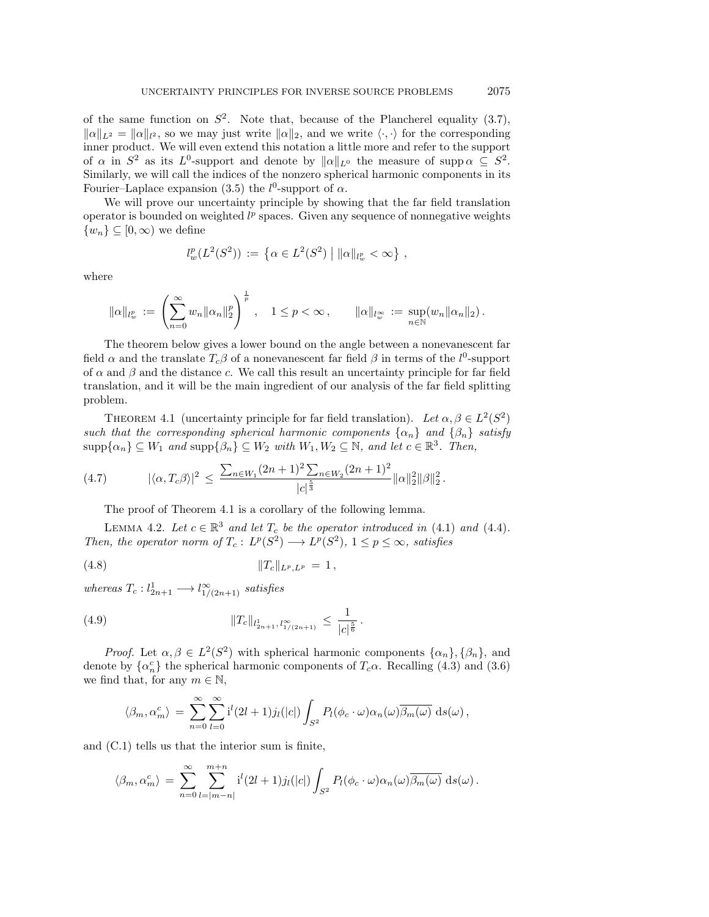of the same function on $S^2$. Note that, because of the Plancherel equality (3.7), $\|\alpha\|_{L^2} = \|\alpha\|_{l^2}$, so we may just write $\|\alpha\|_2$, and we write $\langle\cdot,\cdot\rangle$ for the corresponding inner product. We will even extend this notation a little more and refer to the support of $\alpha$ in $S^2$ as its $L^0$-support and denote by $\|\alpha\|_{L^0}$ the measure of $\operatorname{supp}\alpha \subseteq S^2$. Similarly, we will call the indices of the nonzero spherical harmonic components in its Fourier–Laplace expansion (3.5) the $l^0$-support of $\alpha$.

We will prove our uncertainty principle by showing that the far field translation operator is bounded on weighted $l^p$ spaces. Given any sequence of nonnegative weights $\{w_n\} \subseteq [0,\infty)$ we define

$$l^p_w(L^2(S^2)) := \left\{\alpha \in L^2(S^2) \;\middle|\; \|\alpha\|_{l^p_w} < \infty\right\},$$

where

$$\|\alpha\|_{l^p_w} := \left(\sum_{n=0}^{\infty} w_n \|\alpha_n\|_2^p\right)^{\frac{1}{p}}, \quad 1 \le p < \infty, \qquad \|\alpha\|_{l^\infty_w} := \sup_{n\in\mathbb{N}}(w_n\|\alpha_n\|_2).$$

The theorem below gives a lower bound on the angle between a nonevanescent far field $\alpha$ and the translate $T_c\beta$ of a nonevanescent far field $\beta$ in terms of the $l^0$-support of $\alpha$ and $\beta$ and the distance $c$. We call this result an uncertainty principle for far field translation, and it will be the main ingredient of our analysis of the far field splitting problem.

Theorem 4.1 (uncertainty principle for far field translation). *Let $\alpha, \beta \in L^2(S^2)$ such that the corresponding spherical harmonic components $\{\alpha_n\}$ and $\{\beta_n\}$ satisfy $\operatorname{supp}\{\alpha_n\} \subseteq W_1$ and $\operatorname{supp}\{\beta_n\} \subseteq W_2$ with $W_1, W_2 \subseteq \mathbb{N}$, and let $c \in \mathbb{R}^3$. Then,*

$$|\langle\alpha, T_c\beta\rangle|^2 \le \frac{\sum_{n\in W_1}(2n+1)^2\sum_{n\in W_2}(2n+1)^2}{|c|^{\frac{5}{3}}}\|\alpha\|_2^2\|\beta\|_2^2. \tag{4.7}$$

The proof of Theorem 4.1 is a corollary of the following lemma.

Lemma 4.2. *Let $c \in \mathbb{R}^3$ and let $T_c$ be the operator introduced in (4.1) and (4.4). Then, the operator norm of $T_c : L^p(S^2) \longrightarrow L^p(S^2)$, $1 \le p \le \infty$, satisfies*

$$\|T_c\|_{L^p,L^p} = 1, \tag{4.8}$$

*whereas $T_c : l^1_{2n+1} \longrightarrow l^\infty_{1/(2n+1)}$ satisfies*

$$\|T_c\|_{l^1_{2n+1},\, l^\infty_{1/(2n+1)}} \le \frac{1}{|c|^{\frac{5}{6}}}. \tag{4.9}$$

*Proof.* Let $\alpha, \beta \in L^2(S^2)$ with spherical harmonic components $\{\alpha_n\}, \{\beta_n\}$, and denote by $\{\alpha_n^c\}$ the spherical harmonic components of $T_c\alpha$. Recalling (4.3) and (3.6) we find that, for any $m \in \mathbb{N}$,

$$\langle\beta_m, \alpha_m^c\rangle = \sum_{n=0}^{\infty}\sum_{l=0}^{\infty} \mathrm{i}^l(2l+1)j_l(|c|)\int_{S^2} P_l(\phi_c\cdot\omega)\alpha_n(\omega)\overline{\beta_m(\omega)}\,\mathrm{d}s(\omega),$$

and (C.1) tells us that the interior sum is finite,

$$\langle\beta_m, \alpha_m^c\rangle = \sum_{n=0}^{\infty}\sum_{l=|m-n|}^{m+n} \mathrm{i}^l(2l+1)j_l(|c|)\int_{S^2} P_l(\phi_c\cdot\omega)\alpha_n(\omega)\overline{\beta_m(\omega)}\,\mathrm{d}s(\omega).$$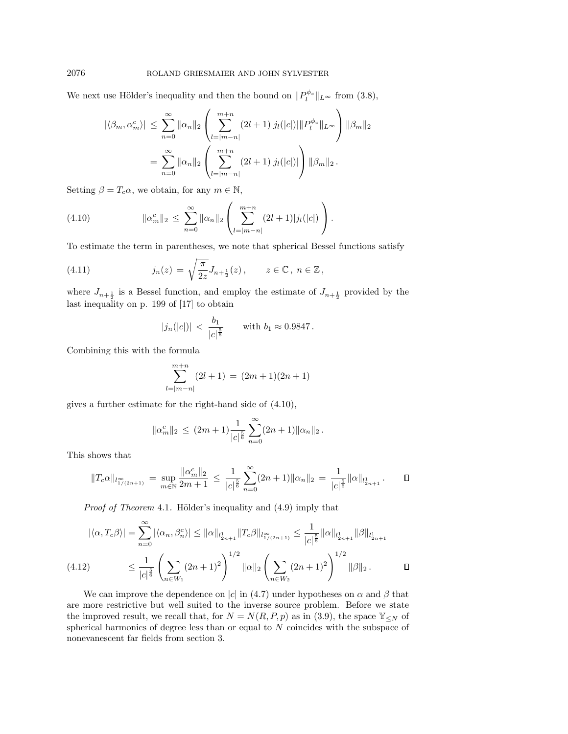We next use Hölder's inequality and then the bound on $\|P_l^{\phi_c}\|_{L^\infty}$ from (3.8),

$$
\begin{aligned}
|\langle \beta_m, \alpha_m^c \rangle| \;&\leq\; \sum_{n=0}^{\infty} \|\alpha_n\|_2 \left( \sum_{l=|m-n|}^{m+n} (2l+1)|j_l(|c|)| \|P_l^{\phi_c}\|_{L^\infty} \right) \|\beta_m\|_2 \\
&=\; \sum_{n=0}^{\infty} \|\alpha_n\|_2 \left( \sum_{l=|m-n|}^{m+n} (2l+1)|j_l(|c|)| \right) \|\beta_m\|_2 \,.
\end{aligned}
$$

Setting $\beta = T_c\alpha$, we obtain, for any $m \in \mathbb{N}$,

$$
\|\alpha_m^c\|_2 \;\leq\; \sum_{n=0}^{\infty} \|\alpha_n\|_2 \left( \sum_{l=|m-n|}^{m+n} (2l+1)|j_l(|c|)| \right). \tag{4.10}
$$

To estimate the term in parentheses, we note that spherical Bessel functions satisfy

$$
j_n(z) \;=\; \sqrt{\frac{\pi}{2z}} J_{n+\frac{1}{2}}(z)\,, \qquad z \in \mathbb{C}\,,\; n \in \mathbb{Z}\,, \tag{4.11}
$$

where $J_{n+\frac{1}{2}}$ is a Bessel function, and employ the estimate of $J_{n+\frac{1}{2}}$ provided by the last inequality on p. 199 of [17] to obtain

$$
|j_n(|c|)| \;<\; \frac{b_1}{|c|^{\frac{5}{6}}} \qquad \text{with } b_1 \approx 0.9847\,.
$$

Combining this with the formula

$$
\sum_{l=|m-n|}^{m+n} (2l+1) \;=\; (2m+1)(2n+1)
$$

gives a further estimate for the right-hand side of (4.10),

$$
\|\alpha_m^c\|_2 \;\leq\; (2m+1)\frac{1}{|c|^{\frac{5}{6}}} \sum_{n=0}^{\infty} (2n+1)\|\alpha_n\|_2 \,.
$$

This shows that

$$
\|T_c\alpha\|_{l^\infty_{1/(2n+1)}} \;=\; \sup_{m\in\mathbb{N}} \frac{\|\alpha_m^c\|_2}{2m+1} \;\leq\; \frac{1}{|c|^{\frac{5}{6}}} \sum_{n=0}^{\infty} (2n+1)\|\alpha_n\|_2 \;=\; \frac{1}{|c|^{\frac{5}{6}}} \|\alpha\|_{l^1_{2n+1}} \,. \qquad \square
$$

*Proof of Theorem* 4.1. Hölder's inequality and (4.9) imply that

$$
\begin{aligned}
|\langle \alpha, T_c\beta \rangle| &= \sum_{n=0}^{\infty} |\langle \alpha_n, \beta_n^c \rangle| \leq \|\alpha\|_{l^1_{2n+1}} \|T_c\beta\|_{l^\infty_{1/(2n+1)}} \leq \frac{1}{|c|^{\frac{5}{6}}} \|\alpha\|_{l^1_{2n+1}} \|\beta\|_{l^1_{2n+1}} \\
&\leq \frac{1}{|c|^{\frac{5}{6}}} \left( \sum_{n\in W_1} (2n+1)^2 \right)^{1/2} \|\alpha\|_2 \left( \sum_{n\in W_2} (2n+1)^2 \right)^{1/2} \|\beta\|_2 \,. \qquad \square
\end{aligned} \tag{4.12}
$$

We can improve the dependence on $|c|$ in (4.7) under hypotheses on $\alpha$ and $\beta$ that are more restrictive but well suited to the inverse source problem. Before we state the improved result, we recall that, for $N = N(R, P, p)$ as in (3.9), the space $\mathbb{Y}_{\leq N}$ of spherical harmonics of degree less than or equal to $N$ coincides with the subspace of nonevanescent far fields from section 3.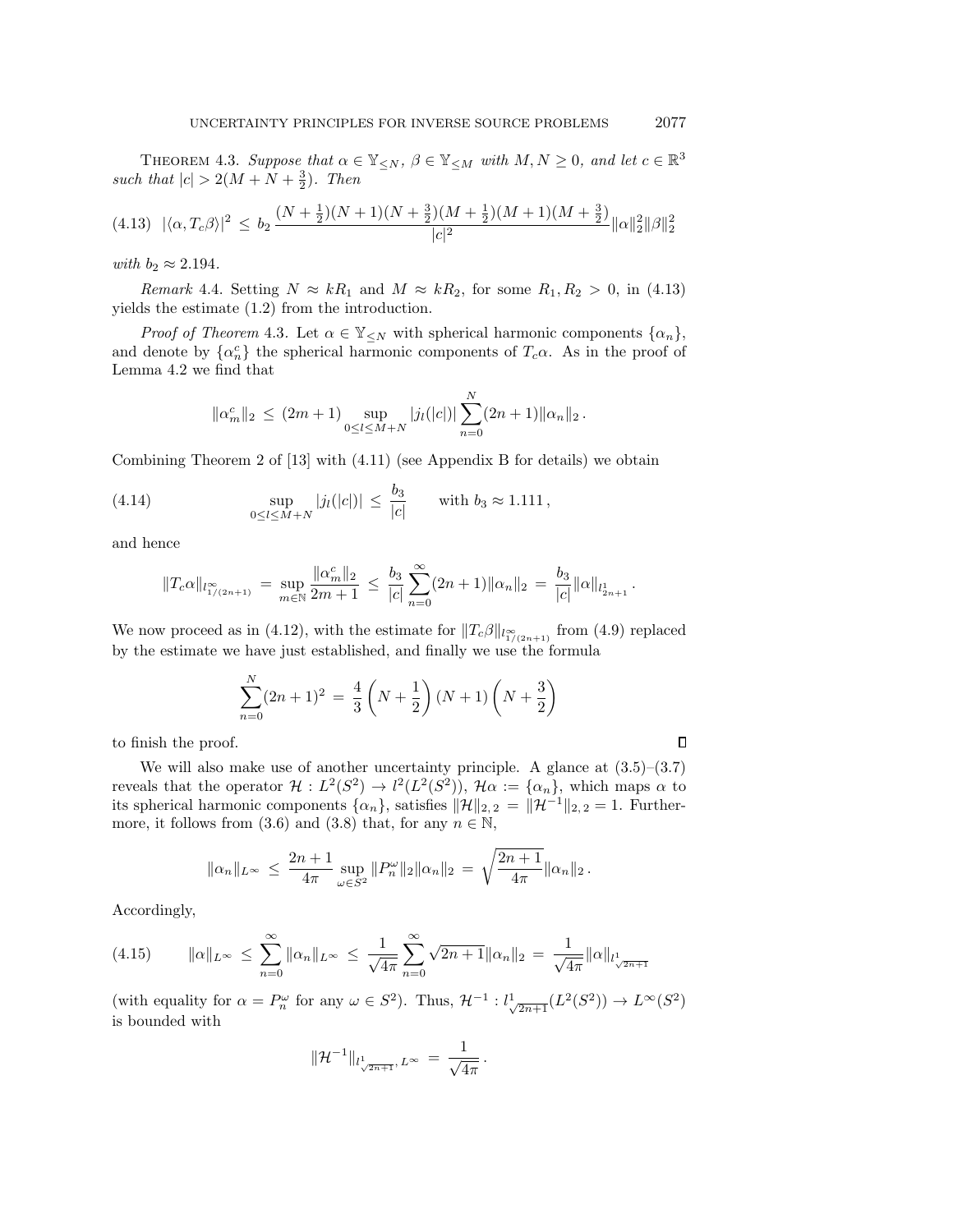THEOREM 4.3. *Suppose that $\alpha \in \mathbb{Y}_{\leq N}$, $\beta \in \mathbb{Y}_{\leq M}$ with $M, N \geq 0$, and let $c \in \mathbb{R}^3$ such that $|c| > 2(M + N + \frac{3}{2})$. Then*

$$|\langle \alpha, T_c\beta \rangle|^2 \;\leq\; b_2 \, \frac{(N+\frac{1}{2})(N+1)(N+\frac{3}{2})(M+\frac{1}{2})(M+1)(M+\frac{3}{2})}{|c|^2} \|\alpha\|_2^2 \|\beta\|_2^2 \tag{4.13}$$

*with $b_2 \approx 2.194$.*

*Remark* 4.4. Setting $N \approx kR_1$ and $M \approx kR_2$, for some $R_1, R_2 > 0$, in (4.13) yields the estimate (1.2) from the introduction.

*Proof of Theorem* 4.3. Let $\alpha \in \mathbb{Y}_{\leq N}$ with spherical harmonic components $\{\alpha_n\}$, and denote by $\{\alpha_n^c\}$ the spherical harmonic components of $T_c\alpha$. As in the proof of Lemma 4.2 we find that

$$\|\alpha_m^c\|_2 \;\leq\; (2m+1) \sup_{0 \leq l \leq M+N} |j_l(|c|)| \sum_{n=0}^{N} (2n+1) \|\alpha_n\|_2 \,.$$

Combining Theorem 2 of [13] with (4.11) (see Appendix B for details) we obtain

$$\sup_{0 \leq l \leq M+N} |j_l(|c|)| \;\leq\; \frac{b_3}{|c|} \qquad \text{with } b_3 \approx 1.111 \,, \tag{4.14}$$

and hence

$$\|T_c\alpha\|_{l^\infty_{1/(2n+1)}} \;=\; \sup_{m \in \mathbb{N}} \frac{\|\alpha_m^c\|_2}{2m+1} \;\leq\; \frac{b_3}{|c|} \sum_{n=0}^{\infty} (2n+1) \|\alpha_n\|_2 \;=\; \frac{b_3}{|c|} \|\alpha\|_{l^1_{2n+1}} \,.$$

We now proceed as in (4.12), with the estimate for $\|T_c\beta\|_{l^\infty_{1/(2n+1)}}$ from (4.9) replaced by the estimate we have just established, and finally we use the formula

$$\sum_{n=0}^{N} (2n+1)^2 \;=\; \frac{4}{3}\left(N + \frac{1}{2}\right)(N+1)\left(N + \frac{3}{2}\right)$$

to finish the proof. $\square$

We will also make use of another uncertainty principle. A glance at (3.5)–(3.7) reveals that the operator $\mathcal{H} : L^2(S^2) \to l^2(L^2(S^2))$, $\mathcal{H}\alpha := \{\alpha_n\}$, which maps $\alpha$ to its spherical harmonic components $\{\alpha_n\}$, satisfies $\|\mathcal{H}\|_{2,2} = \|\mathcal{H}^{-1}\|_{2,2} = 1$. Furthermore, it follows from (3.6) and (3.8) that, for any $n \in \mathbb{N}$,

$$\|\alpha_n\|_{L^\infty} \;\leq\; \frac{2n+1}{4\pi} \sup_{\omega \in S^2} \|P_n^\omega\|_2 \|\alpha_n\|_2 \;=\; \sqrt{\frac{2n+1}{4\pi}} \|\alpha_n\|_2 \,.$$

Accordingly,

$$\|\alpha\|_{L^\infty} \;\leq\; \sum_{n=0}^{\infty} \|\alpha_n\|_{L^\infty} \;\leq\; \frac{1}{\sqrt{4\pi}} \sum_{n=0}^{\infty} \sqrt{2n+1} \|\alpha_n\|_2 \;=\; \frac{1}{\sqrt{4\pi}} \|\alpha\|_{l^1_{\sqrt{2n+1}}} \tag{4.15}$$

(with equality for $\alpha = P_n^\omega$ for any $\omega \in S^2$). Thus, $\mathcal{H}^{-1} : l^1_{\sqrt{2n+1}}(L^2(S^2)) \to L^\infty(S^2)$ is bounded with

$$\|\mathcal{H}^{-1}\|_{l^1_{\sqrt{2n+1}}, L^\infty} \;=\; \frac{1}{\sqrt{4\pi}} \,.$$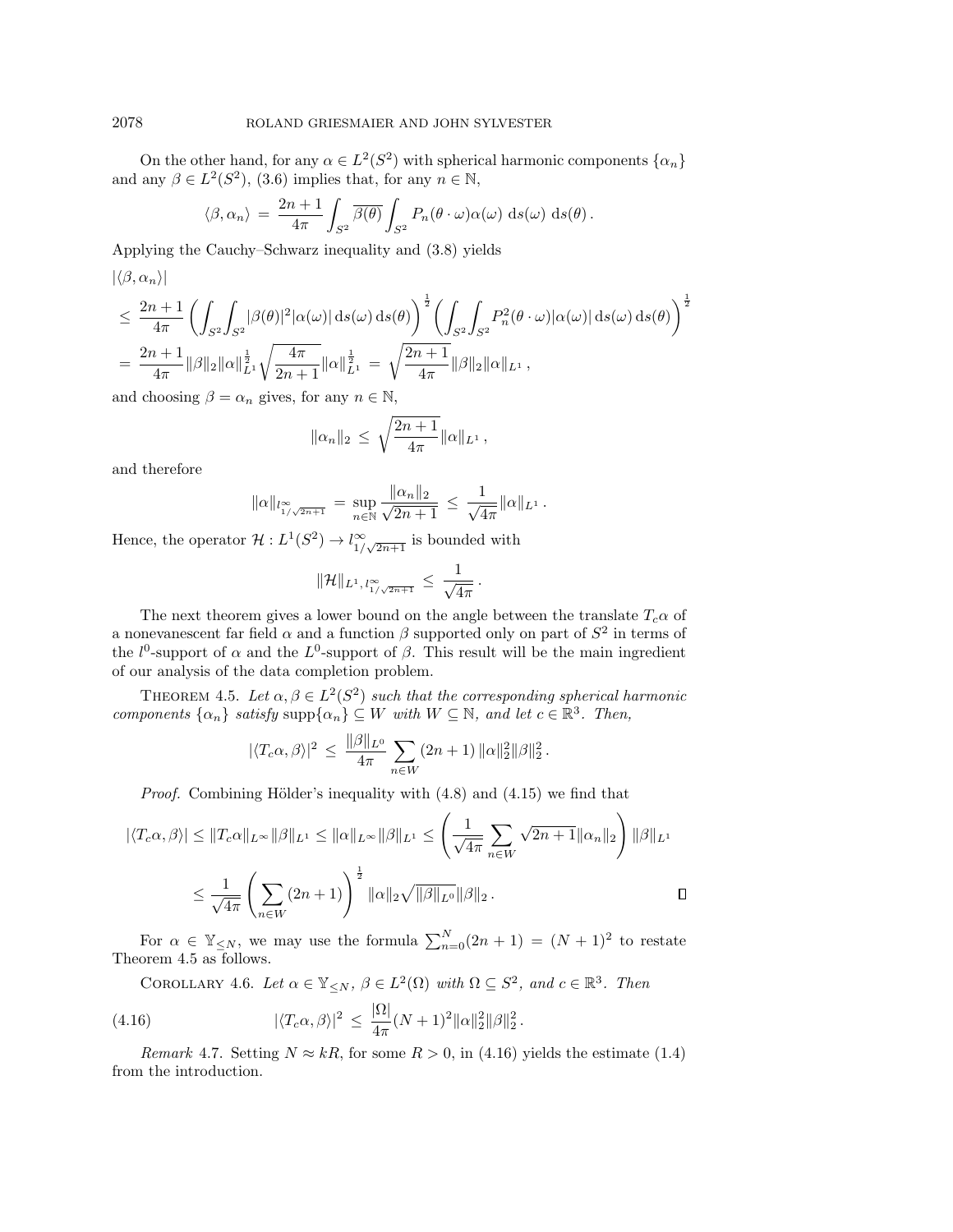On the other hand, for any $\alpha \in L^2(S^2)$ with spherical harmonic components $\{\alpha_n\}$ and any $\beta \in L^2(S^2)$, (3.6) implies that, for any $n \in \mathbb{N}$,

$$\langle \beta, \alpha_n \rangle \;=\; \frac{2n+1}{4\pi} \int_{S^2} \overline{\beta(\theta)} \int_{S^2} P_n(\theta \cdot \omega)\alpha(\omega) \, \mathrm{d}s(\omega) \, \mathrm{d}s(\theta) \,.$$

Applying the Cauchy–Schwarz inequality and (3.8) yields

$$\begin{aligned}
&|\langle \beta, \alpha_n \rangle| \\
&\leq\; \frac{2n+1}{4\pi} \left( \int_{S^2}\int_{S^2} |\beta(\theta)|^2 |\alpha(\omega)| \, \mathrm{d}s(\omega) \, \mathrm{d}s(\theta) \right)^{\frac{1}{2}} \left( \int_{S^2}\int_{S^2} P_n^2(\theta \cdot \omega) |\alpha(\omega)| \, \mathrm{d}s(\omega) \, \mathrm{d}s(\theta) \right)^{\frac{1}{2}} \\
&=\; \frac{2n+1}{4\pi} \|\beta\|_2 \|\alpha\|_{L^1}^{\frac{1}{2}} \sqrt{\frac{4\pi}{2n+1}} \|\alpha\|_{L^1}^{\frac{1}{2}} \;=\; \sqrt{\frac{2n+1}{4\pi}} \|\beta\|_2 \|\alpha\|_{L^1} \,,
\end{aligned}$$

and choosing $\beta = \alpha_n$ gives, for any $n \in \mathbb{N}$,

$$\|\alpha_n\|_2 \;\leq\; \sqrt{\frac{2n+1}{4\pi}} \|\alpha\|_{L^1} \,,$$

and therefore

$$\|\alpha\|_{l^\infty_{1/\sqrt{2n+1}}} \;=\; \sup_{n \in \mathbb{N}} \frac{\|\alpha_n\|_2}{\sqrt{2n+1}} \;\leq\; \frac{1}{\sqrt{4\pi}} \|\alpha\|_{L^1} \,.$$

Hence, the operator $\mathcal{H} : L^1(S^2) \to l^\infty_{1/\sqrt{2n+1}}$ is bounded with

$$\|\mathcal{H}\|_{L^1, l^\infty_{1/\sqrt{2n+1}}} \;\leq\; \frac{1}{\sqrt{4\pi}} \,.$$

The next theorem gives a lower bound on the angle between the translate $T_c\alpha$ of a nonevanescent far field $\alpha$ and a function $\beta$ supported only on part of $S^2$ in terms of the $l^0$-support of $\alpha$ and the $L^0$-support of $\beta$. This result will be the main ingredient of our analysis of the data completion problem.

Theorem 4.5. *Let $\alpha, \beta \in L^2(S^2)$ such that the corresponding spherical harmonic components $\{\alpha_n\}$ satisfy $\mathrm{supp}\{\alpha_n\} \subseteq W$ with $W \subseteq \mathbb{N}$, and let $c \in \mathbb{R}^3$. Then,*

$$|\langle T_c\alpha, \beta \rangle|^2 \;\leq\; \frac{\|\beta\|_{L^0}}{4\pi} \sum_{n \in W} (2n+1) \, \|\alpha\|_2^2 \|\beta\|_2^2 \,.$$

*Proof.* Combining Hölder's inequality with (4.8) and (4.15) we find that

$$\begin{aligned}
|\langle T_c\alpha, \beta \rangle| &\leq \|T_c\alpha\|_{L^\infty} \|\beta\|_{L^1} \leq \|\alpha\|_{L^\infty} \|\beta\|_{L^1} \leq \left( \frac{1}{\sqrt{4\pi}} \sum_{n \in W} \sqrt{2n+1} \|\alpha_n\|_2 \right) \|\beta\|_{L^1} \\
&\leq \frac{1}{\sqrt{4\pi}} \left( \sum_{n \in W} (2n+1) \right)^{\frac{1}{2}} \|\alpha\|_2 \sqrt{\|\beta\|_{L^0}} \|\beta\|_2 \,.
\end{aligned}$$

∎

For $\alpha \in \mathbb{Y}_{\leq N}$, we may use the formula $\sum_{n=0}^N (2n+1) = (N+1)^2$ to restate Theorem 4.5 as follows.

Corollary 4.6. *Let $\alpha \in \mathbb{Y}_{\leq N}$, $\beta \in L^2(\Omega)$ with $\Omega \subseteq S^2$, and $c \in \mathbb{R}^3$. Then*

$$|\langle T_c\alpha, \beta \rangle|^2 \;\leq\; \frac{|\Omega|}{4\pi} (N+1)^2 \|\alpha\|_2^2 \|\beta\|_2^2 \,. \tag{4.16}$$

*Remark* 4.7. Setting $N \approx kR$, for some $R > 0$, in (4.16) yields the estimate (1.4) from the introduction.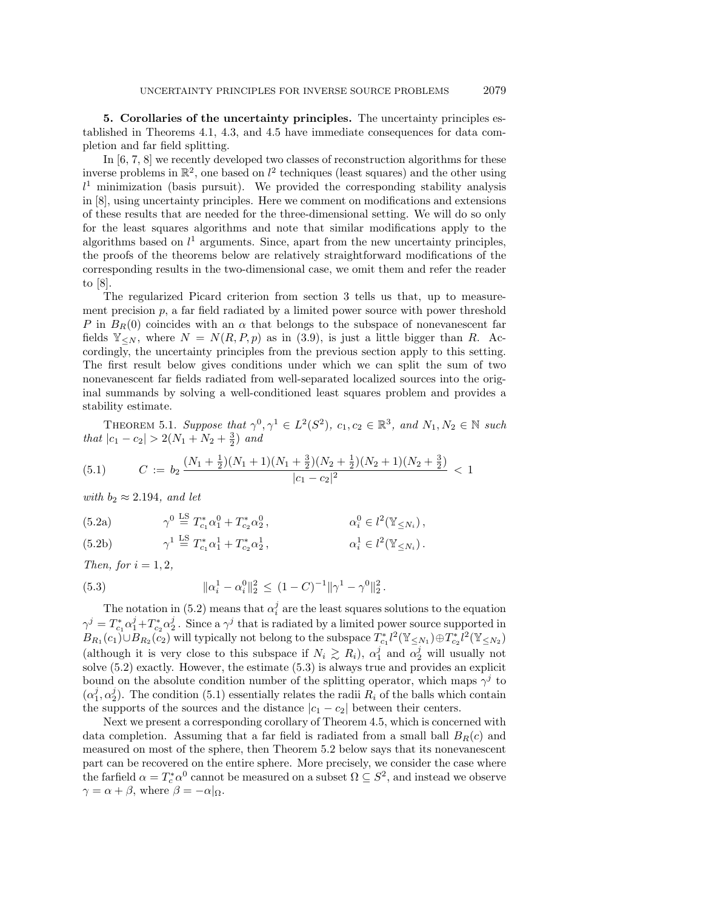**5. Corollaries of the uncertainty principles.** The uncertainty principles established in Theorems 4.1, 4.3, and 4.5 have immediate consequences for data completion and far field splitting.

In [6, 7, 8] we recently developed two classes of reconstruction algorithms for these inverse problems in $\mathbb{R}^2$, one based on $l^2$ techniques (least squares) and the other using $l^1$ minimization (basis pursuit). We provided the corresponding stability analysis in [8], using uncertainty principles. Here we comment on modifications and extensions of these results that are needed for the three-dimensional setting. We will do so only for the least squares algorithms and note that similar modifications apply to the algorithms based on $l^1$ arguments. Since, apart from the new uncertainty principles, the proofs of the theorems below are relatively straightforward modifications of the corresponding results in the two-dimensional case, we omit them and refer the reader to [8].

The regularized Picard criterion from section 3 tells us that, up to measurement precision $p$, a far field radiated by a limited power source with power threshold $P$ in $B_R(0)$ coincides with an $\alpha$ that belongs to the subspace of nonevanescent far fields $\mathbb{Y}_{\leq N}$, where $N = N(R, P, p)$ as in (3.9), is just a little bigger than $R$. Accordingly, the uncertainty principles from the previous section apply to this setting. The first result below gives conditions under which we can split the sum of two nonevanescent far fields radiated from well-separated localized sources into the original summands by solving a well-conditioned least squares problem and provides a stability estimate.

THEOREM 5.1. *Suppose that $\gamma^0, \gamma^1 \in L^2(S^2)$, $c_1, c_2 \in \mathbb{R}^3$, and $N_1, N_2 \in \mathbb{N}$ such that $|c_1 - c_2| > 2(N_1 + N_2 + \frac{3}{2})$ and*

$$C := b_2 \frac{(N_1 + \frac{1}{2})(N_1 + 1)(N_1 + \frac{3}{2})(N_2 + \frac{1}{2})(N_2 + 1)(N_2 + \frac{3}{2})}{|c_1 - c_2|^2} < 1 \tag{5.1}$$

*with $b_2 \approx 2.194$, and let*

$$\gamma^0 \overset{\text{LS}}{=} T^*_{c_1}\alpha^0_1 + T^*_{c_2}\alpha^0_2\,, \qquad \alpha^0_i \in l^2(\mathbb{Y}_{\leq N_i})\,, \tag{5.2a}$$

$$\gamma^1 \overset{\text{LS}}{=} T^*_{c_1}\alpha^1_1 + T^*_{c_2}\alpha^1_2\,, \qquad \alpha^1_i \in l^2(\mathbb{Y}_{\leq N_i})\,. \tag{5.2b}$$

*Then, for $i = 1, 2$,*

$$\|\alpha^1_i - \alpha^0_i\|_2^2 \leq (1 - C)^{-1}\|\gamma^1 - \gamma^0\|_2^2\,. \tag{5.3}$$

The notation in (5.2) means that $\alpha^j_i$ are the least squares solutions to the equation $\gamma^j = T^*_{c_1}\alpha^j_1 + T^*_{c_2}\alpha^j_2$. Since a $\gamma^j$ that is radiated by a limited power source supported in $B_{R_1}(c_1) \cup B_{R_2}(c_2)$ will typically not belong to the subspace $T^*_{c_1} l^2(\mathbb{Y}_{\leq N_1}) \oplus T^*_{c_2} l^2(\mathbb{Y}_{\leq N_2})$ (although it is very close to this subspace if $N_i \gtrsim R_i$), $\alpha^j_1$ and $\alpha^j_2$ will usually not solve (5.2) exactly. However, the estimate (5.3) is always true and provides an explicit bound on the absolute condition number of the splitting operator, which maps $\gamma^j$ to $(\alpha^j_1, \alpha^j_2)$. The condition (5.1) essentially relates the radii $R_i$ of the balls which contain the supports of the sources and the distance $|c_1 - c_2|$ between their centers.

Next we present a corresponding corollary of Theorem 4.5, which is concerned with data completion. Assuming that a far field is radiated from a small ball $B_R(c)$ and measured on most of the sphere, then Theorem 5.2 below says that its nonevanescent part can be recovered on the entire sphere. More precisely, we consider the case where the farfield $\alpha = T^*_c\alpha^0$ cannot be measured on a subset $\Omega \subseteq S^2$, and instead we observe $\gamma = \alpha + \beta$, where $\beta = -\alpha|_\Omega$.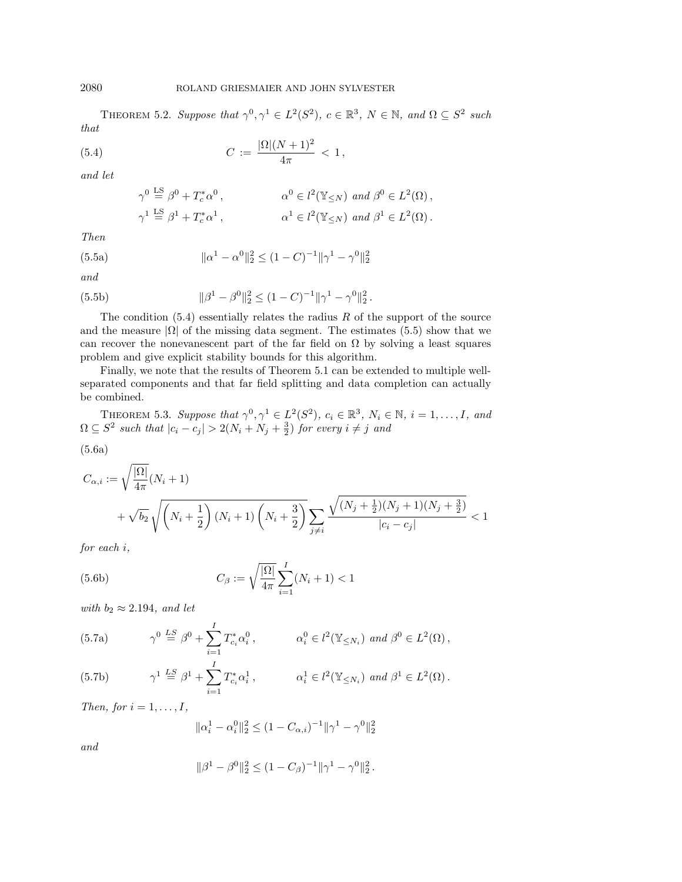THEOREM 5.2. *Suppose that $\gamma^0, \gamma^1 \in L^2(S^2)$, $c \in \mathbb{R}^3$, $N \in \mathbb{N}$, and $\Omega \subseteq S^2$ such that*

$$C := \frac{|\Omega|(N+1)^2}{4\pi} < 1, \tag{5.4}$$

*and let*

$$\gamma^0 \overset{\text{LS}}{=} \beta^0 + T_c^* \alpha^0, \qquad \alpha^0 \in l^2(\mathbb{Y}_{\leq N}) \text{ and } \beta^0 \in L^2(\Omega),$$

$$\gamma^1 \overset{\text{LS}}{=} \beta^1 + T_c^* \alpha^1, \qquad \alpha^1 \in l^2(\mathbb{Y}_{\leq N}) \text{ and } \beta^1 \in L^2(\Omega).$$

*Then*

$$\|\alpha^1 - \alpha^0\|_2^2 \leq (1-C)^{-1} \|\gamma^1 - \gamma^0\|_2^2 \tag{5.5a}$$

*and*

$$\|\beta^1 - \beta^0\|_2^2 \leq (1-C)^{-1} \|\gamma^1 - \gamma^0\|_2^2. \tag{5.5b}$$

The condition (5.4) essentially relates the radius $R$ of the support of the source and the measure $|\Omega|$ of the missing data segment. The estimates (5.5) show that we can recover the nonevanescent part of the far field on $\Omega$ by solving a least squares problem and give explicit stability bounds for this algorithm.

Finally, we note that the results of Theorem 5.1 can be extended to multiple well-separated components and that far field splitting and data completion can actually be combined.

THEOREM 5.3. *Suppose that $\gamma^0, \gamma^1 \in L^2(S^2)$, $c_i \in \mathbb{R}^3$, $N_i \in \mathbb{N}$, $i = 1, \ldots, I$, and $\Omega \subseteq S^2$ such that $|c_i - c_j| > 2(N_i + N_j + \frac{3}{2})$ for every $i \neq j$ and*

(5.6a)

$$C_{\alpha,i} := \sqrt{\frac{|\Omega|}{4\pi}}(N_i + 1) + \sqrt{b_2}\sqrt{\left(N_i + \frac{1}{2}\right)(N_i+1)\left(N_i + \frac{3}{2}\right)} \sum_{j \neq i} \frac{\sqrt{(N_j + \frac{1}{2})(N_j+1)(N_j + \frac{3}{2})}}{|c_i - c_j|} < 1$$

*for each $i$,*

$$C_\beta := \sqrt{\frac{|\Omega|}{4\pi}} \sum_{i=1}^{I} (N_i + 1) < 1 \tag{5.6b}$$

*with $b_2 \approx 2.194$, and let*

$$\gamma^0 \overset{LS}{=} \beta^0 + \sum_{i=1}^{I} T_{c_i}^* \alpha_i^0, \qquad \alpha_i^0 \in l^2(\mathbb{Y}_{\leq N_i}) \text{ and } \beta^0 \in L^2(\Omega), \tag{5.7a}$$

$$\gamma^1 \overset{LS}{=} \beta^1 + \sum_{i=1}^{I} T_{c_i}^* \alpha_i^1, \qquad \alpha_i^1 \in l^2(\mathbb{Y}_{\leq N_i}) \text{ and } \beta^1 \in L^2(\Omega). \tag{5.7b}$$

*Then, for $i = 1, \ldots, I$,*

$$\|\alpha_i^1 - \alpha_i^0\|_2^2 \leq (1 - C_{\alpha,i})^{-1} \|\gamma^1 - \gamma^0\|_2^2$$

*and*

$$\|\beta^1 - \beta^0\|_2^2 \leq (1 - C_\beta)^{-1} \|\gamma^1 - \gamma^0\|_2^2.$$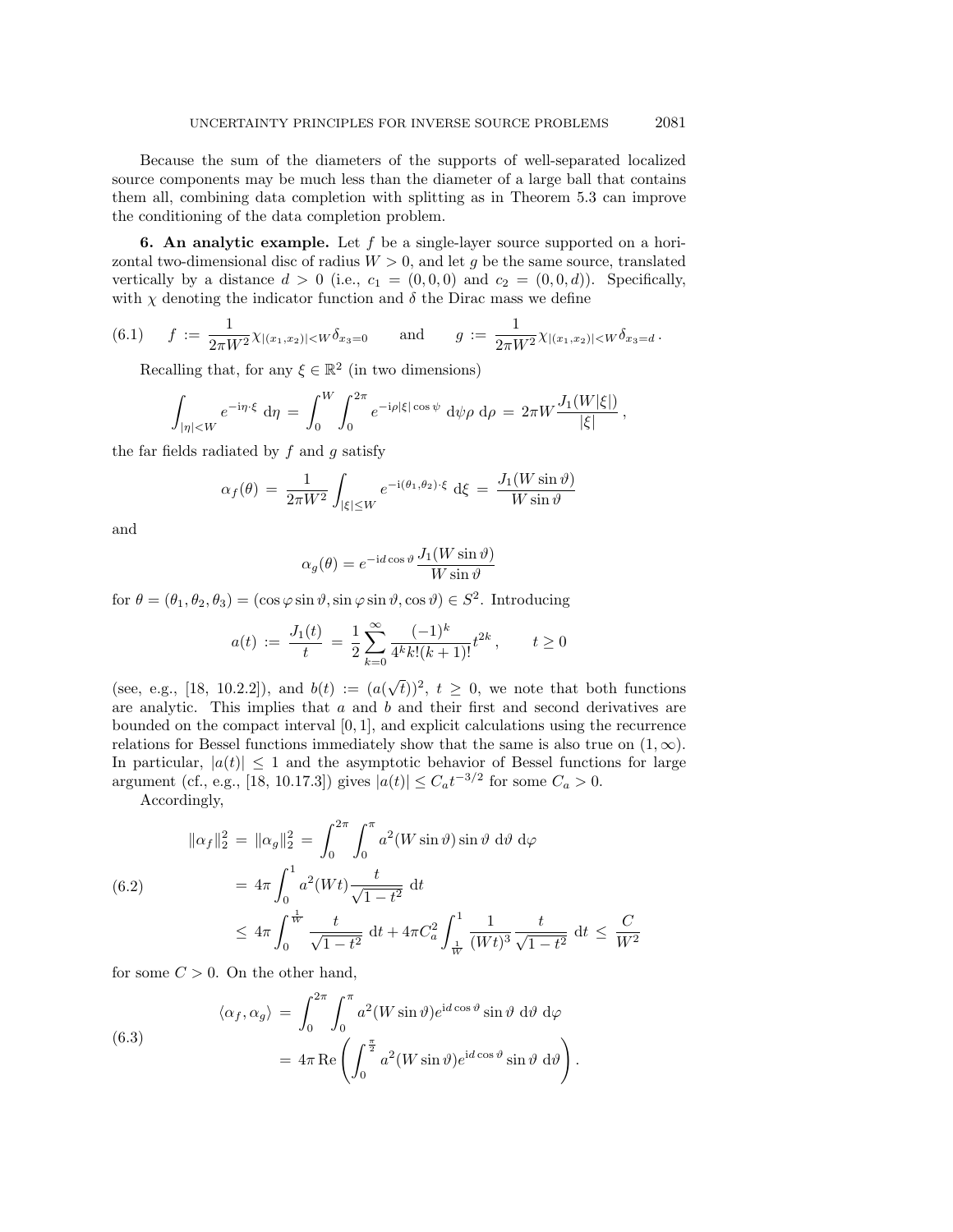Because the sum of the diameters of the supports of well-separated localized source components may be much less than the diameter of a large ball that contains them all, combining data completion with splitting as in Theorem 5.3 can improve the conditioning of the data completion problem.

## 6. An analytic example.

Let $f$ be a single-layer source supported on a horizontal two-dimensional disc of radius $W > 0$, and let $g$ be the same source, translated vertically by a distance $d > 0$ (i.e., $c_1 = (0,0,0)$ and $c_2 = (0,0,d)$). Specifically, with $\chi$ denoting the indicator function and $\delta$ the Dirac mass we define

$$
f := \frac{1}{2\pi W^2} \chi_{|(x_1,x_2)|<W} \delta_{x_3=0} \qquad \text{and} \qquad g := \frac{1}{2\pi W^2} \chi_{|(x_1,x_2)|<W} \delta_{x_3=d} . \tag{6.1}
$$

Recalling that, for any $\xi \in \mathbb{R}^2$ (in two dimensions)

$$
\int_{|\eta|<W} e^{-\mathrm{i}\eta\cdot\xi} \, \mathrm{d}\eta \,=\, \int_0^W \int_0^{2\pi} e^{-\mathrm{i}\rho|\xi|\cos\psi} \, \mathrm{d}\psi \rho \, \mathrm{d}\rho \,=\, 2\pi W \frac{J_1(W|\xi|)}{|\xi|} \,,
$$

the far fields radiated by $f$ and $g$ satisfy

$$
\alpha_f(\theta) \,=\, \frac{1}{2\pi W^2} \int_{|\xi|\le W} e^{-\mathrm{i}(\theta_1,\theta_2)\cdot\xi} \, \mathrm{d}\xi \,=\, \frac{J_1(W\sin\vartheta)}{W\sin\vartheta}
$$

and

$$
\alpha_g(\theta) = e^{-\mathrm{i}d\cos\vartheta} \frac{J_1(W\sin\vartheta)}{W\sin\vartheta}
$$

for $\theta = (\theta_1,\theta_2,\theta_3) = (\cos\varphi\sin\vartheta, \sin\varphi\sin\vartheta, \cos\vartheta) \in S^2$. Introducing

$$
a(t) \,:=\, \frac{J_1(t)}{t} \,=\, \frac{1}{2}\sum_{k=0}^{\infty} \frac{(-1)^k}{4^k k!(k+1)!} t^{2k} \,, \qquad t \ge 0
$$

(see, e.g., [18, 10.2.2]), and $b(t) := (a(\sqrt{t}))^2$, $t \ge 0$, we note that both functions are analytic. This implies that $a$ and $b$ and their first and second derivatives are bounded on the compact interval $[0,1]$, and explicit calculations using the recurrence relations for Bessel functions immediately show that the same is also true on $(1,\infty)$. In particular, $|a(t)| \le 1$ and the asymptotic behavior of Bessel functions for large argument (cf., e.g., [18, 10.17.3]) gives $|a(t)| \le C_a t^{-3/2}$ for some $C_a > 0$.

Accordingly,

$$
\begin{aligned}
\|\alpha_f\|_2^2 \,&=\, \|\alpha_g\|_2^2 \,=\, \int_0^{2\pi} \int_0^{\pi} a^2(W\sin\vartheta)\sin\vartheta \, \mathrm{d}\vartheta \, \mathrm{d}\varphi \\
&=\, 4\pi \int_0^1 a^2(Wt) \frac{t}{\sqrt{1-t^2}} \, \mathrm{d}t \\
&\le\, 4\pi \int_0^{\frac{1}{W}} \frac{t}{\sqrt{1-t^2}} \, \mathrm{d}t + 4\pi C_a^2 \int_{\frac{1}{W}}^1 \frac{1}{(Wt)^3} \frac{t}{\sqrt{1-t^2}} \, \mathrm{d}t \,\le\, \frac{C}{W^2}
\end{aligned} \tag{6.2}
$$

for some $C > 0$. On the other hand,

$$
\begin{aligned}
\langle \alpha_f, \alpha_g \rangle \,&=\, \int_0^{2\pi} \int_0^{\pi} a^2(W\sin\vartheta) e^{\mathrm{i}d\cos\vartheta} \sin\vartheta \, \mathrm{d}\vartheta \, \mathrm{d}\varphi \\
&=\, 4\pi \,\mathrm{Re}\left( \int_0^{\frac{\pi}{2}} a^2(W\sin\vartheta) e^{\mathrm{i}d\cos\vartheta} \sin\vartheta \, \mathrm{d}\vartheta \right).
\end{aligned} \tag{6.3}
$$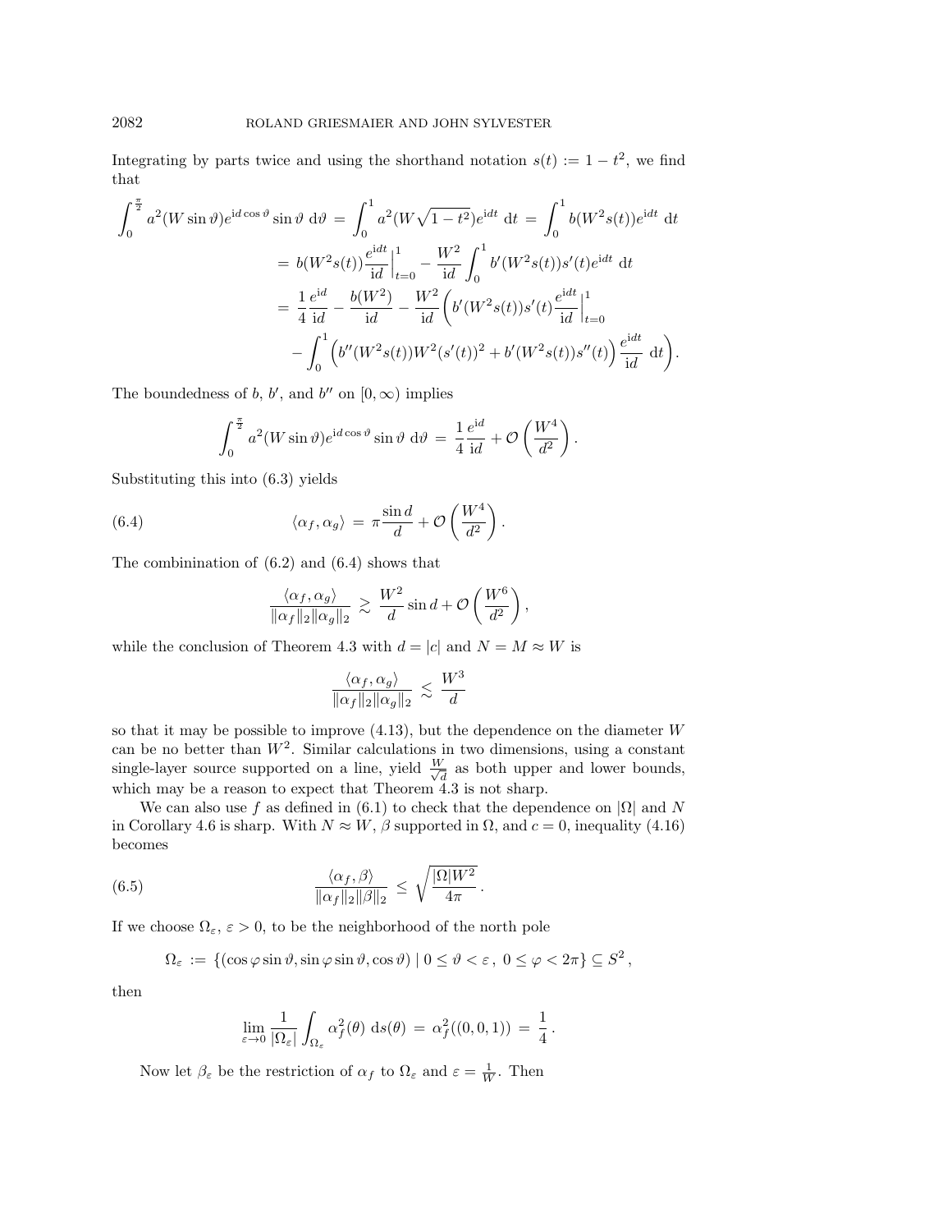Integrating by parts twice and using the shorthand notation $s(t) := 1 - t^2$, we find that

$$\int_0^{\frac{\pi}{2}} a^2(W \sin\vartheta) e^{\mathrm{i}d\cos\vartheta} \sin\vartheta \,\mathrm{d}\vartheta \;=\; \int_0^1 a^2(W\sqrt{1-t^2}) e^{\mathrm{i}dt} \,\mathrm{d}t \;=\; \int_0^1 b(W^2 s(t)) e^{\mathrm{i}dt} \,\mathrm{d}t$$

$$= \; b(W^2 s(t)) \frac{e^{\mathrm{i}dt}}{\mathrm{i}d}\Big|_{t=0}^1 - \frac{W^2}{\mathrm{i}d} \int_0^1 b'(W^2 s(t)) s'(t) e^{\mathrm{i}dt} \,\mathrm{d}t$$

$$= \; \frac{1}{4}\frac{e^{\mathrm{i}d}}{\mathrm{i}d} - \frac{b(W^2)}{\mathrm{i}d} - \frac{W^2}{\mathrm{i}d}\bigg( b'(W^2 s(t)) s'(t) \frac{e^{\mathrm{i}dt}}{\mathrm{i}d}\Big|_{t=0}^1$$

$$- \int_0^1 \Big( b''(W^2 s(t)) W^2 (s'(t))^2 + b'(W^2 s(t)) s''(t) \Big) \frac{e^{\mathrm{i}dt}}{\mathrm{i}d} \,\mathrm{d}t \bigg).$$

The boundedness of $b$, $b'$, and $b''$ on $[0, \infty)$ implies

$$\int_0^{\frac{\pi}{2}} a^2(W \sin\vartheta) e^{\mathrm{i}d\cos\vartheta} \sin\vartheta \,\mathrm{d}\vartheta \;=\; \frac{1}{4}\frac{e^{\mathrm{i}d}}{\mathrm{i}d} + \mathcal{O}\left(\frac{W^4}{d^2}\right).$$

Substituting this into (6.3) yields

$$\langle \alpha_f, \alpha_g \rangle \;=\; \pi \frac{\sin d}{d} + \mathcal{O}\left(\frac{W^4}{d^2}\right). \tag{6.4}$$

The combinination of (6.2) and (6.4) shows that

$$\frac{\langle \alpha_f, \alpha_g \rangle}{\|\alpha_f\|_2 \|\alpha_g\|_2} \;\gtrsim\; \frac{W^2}{d} \sin d + \mathcal{O}\left(\frac{W^6}{d^2}\right),$$

while the conclusion of Theorem 4.3 with $d = |c|$ and $N = M \approx W$ is

$$\frac{\langle \alpha_f, \alpha_g \rangle}{\|\alpha_f\|_2 \|\alpha_g\|_2} \;\lesssim\; \frac{W^3}{d}$$

so that it may be possible to improve (4.13), but the dependence on the diameter $W$ can be no better than $W^2$. Similar calculations in two dimensions, using a constant single-layer source supported on a line, yield $\frac{W}{\sqrt{d}}$ as both upper and lower bounds, which may be a reason to expect that Theorem 4.3 is not sharp.

We can also use $f$ as defined in (6.1) to check that the dependence on $|\Omega|$ and $N$ in Corollary 4.6 is sharp. With $N \approx W$, $\beta$ supported in $\Omega$, and $c = 0$, inequality (4.16) becomes

$$\frac{\langle \alpha_f, \beta \rangle}{\|\alpha_f\|_2 \|\beta\|_2} \;\leq\; \sqrt{\frac{|\Omega| W^2}{4\pi}}. \tag{6.5}$$

If we choose $\Omega_\varepsilon$, $\varepsilon > 0$, to be the neighborhood of the north pole

$$\Omega_\varepsilon \;:=\; \{(\cos\varphi \sin\vartheta, \sin\varphi \sin\vartheta, \cos\vartheta) \mid 0 \leq \vartheta < \varepsilon\,,\; 0 \leq \varphi < 2\pi\} \subseteq S^2\,,$$

then

$$\lim_{\varepsilon \to 0} \frac{1}{|\Omega_\varepsilon|} \int_{\Omega_\varepsilon} \alpha_f^2(\theta) \,\mathrm{d}s(\theta) \;=\; \alpha_f^2((0,0,1)) \;=\; \frac{1}{4}\,.$$

Now let $\beta_\varepsilon$ be the restriction of $\alpha_f$ to $\Omega_\varepsilon$ and $\varepsilon = \frac{1}{W}$. Then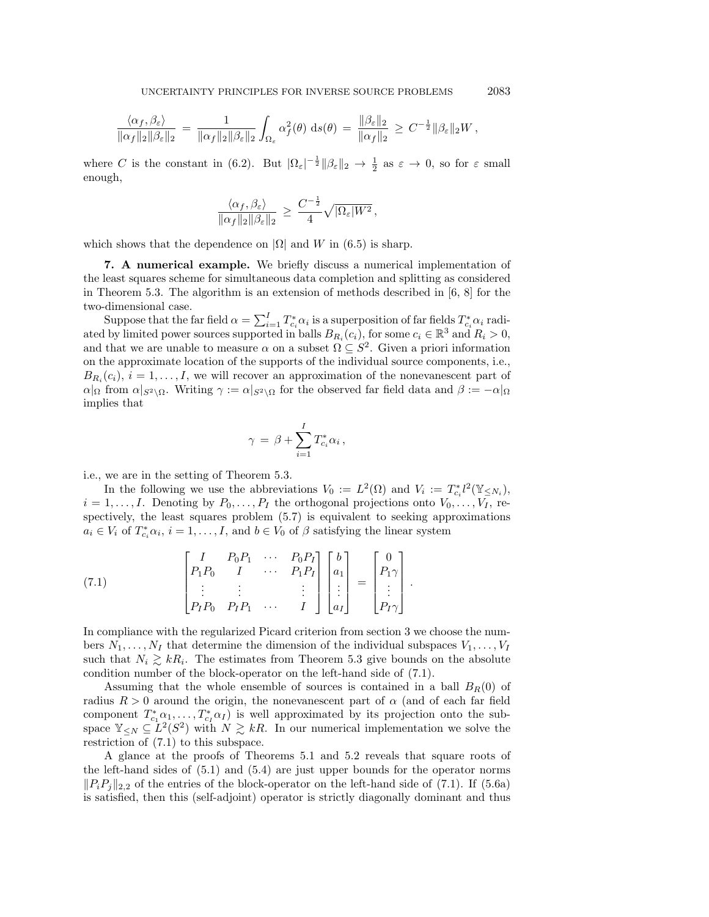$$\frac{\langle \alpha_f, \beta_\varepsilon \rangle}{\|\alpha_f\|_2 \|\beta_\varepsilon\|_2} \;=\; \frac{1}{\|\alpha_f\|_2 \|\beta_\varepsilon\|_2} \int_{\Omega_\varepsilon} \alpha_f^2(\theta)\, \mathrm{d}s(\theta) \;=\; \frac{\|\beta_\varepsilon\|_2}{\|\alpha_f\|_2} \;\geq\; C^{-\frac{1}{2}} \|\beta_\varepsilon\|_2 W\,,$$

where $C$ is the constant in (6.2). But $|\Omega_\varepsilon|^{-\frac{1}{2}} \|\beta_\varepsilon\|_2 \to \frac{1}{2}$ as $\varepsilon \to 0$, so for $\varepsilon$ small enough,

$$\frac{\langle \alpha_f, \beta_\varepsilon \rangle}{\|\alpha_f\|_2 \|\beta_\varepsilon\|_2} \;\geq\; \frac{C^{-\frac{1}{2}}}{4} \sqrt{|\Omega_\varepsilon| W^2}\,,$$

which shows that the dependence on $|\Omega|$ and $W$ in (6.5) is sharp.

**7. A numerical example.** We briefly discuss a numerical implementation of the least squares scheme for simultaneous data completion and splitting as considered in Theorem 5.3. The algorithm is an extension of methods described in [6, 8] for the two-dimensional case.

Suppose that the far field $\alpha = \sum_{i=1}^{I} T_{c_i}^* \alpha_i$ is a superposition of far fields $T_{c_i}^* \alpha_i$ radiated by limited power sources supported in balls $B_{R_i}(c_i)$, for some $c_i \in \mathbb{R}^3$ and $R_i > 0$, and that we are unable to measure $\alpha$ on a subset $\Omega \subseteq S^2$. Given a priori information on the approximate location of the supports of the individual source components, i.e., $B_{R_i}(c_i)$, $i = 1, \ldots, I$, we will recover an approximation of the nonevanescent part of $\alpha|_\Omega$ from $\alpha|_{S^2 \setminus \Omega}$. Writing $\gamma := \alpha|_{S^2\setminus\Omega}$ for the observed far field data and $\beta := -\alpha|_\Omega$ implies that

$$\gamma \;=\; \beta + \sum_{i=1}^{I} T_{c_i}^* \alpha_i\,,$$

i.e., we are in the setting of Theorem 5.3.

In the following we use the abbreviations $V_0 := L^2(\Omega)$ and $V_i := T_{c_i}^* l^2(\mathbb{Y}_{\leq N_i})$, $i = 1, \ldots, I$. Denoting by $P_0, \ldots, P_I$ the orthogonal projections onto $V_0, \ldots, V_I$, respectively, the least squares problem (5.7) is equivalent to seeking approximations $a_i \in V_i$ of $T_{c_i}^* \alpha_i$, $i = 1, \ldots, I$, and $b \in V_0$ of $\beta$ satisfying the linear system

$$\begin{bmatrix} I & P_0P_1 & \cdots & P_0P_I \\ P_1P_0 & I & \cdots & P_1P_I \\ \vdots & \vdots & & \vdots \\ P_IP_0 & P_IP_1 & \cdots & I \end{bmatrix} \begin{bmatrix} b \\ a_1 \\ \vdots \\ a_I \end{bmatrix} = \begin{bmatrix} 0 \\ P_1\gamma \\ \vdots \\ P_I\gamma \end{bmatrix}. \tag{7.1}$$

In compliance with the regularized Picard criterion from section 3 we choose the numbers $N_1, \ldots, N_I$ that determine the dimension of the individual subspaces $V_1, \ldots, V_I$ such that $N_i \gtrsim kR_i$. The estimates from Theorem 5.3 give bounds on the absolute condition number of the block-operator on the left-hand side of (7.1).

Assuming that the whole ensemble of sources is contained in a ball $B_R(0)$ of radius $R > 0$ around the origin, the nonevanescent part of $\alpha$ (and of each far field component $T_{c_1}^* \alpha_1, \ldots, T_{c_I}^* \alpha_I$) is well approximated by its projection onto the subspace $\mathbb{Y}_{\leq N} \subseteq L^2(S^2)$ with $N \gtrsim kR$. In our numerical implementation we solve the restriction of (7.1) to this subspace.

A glance at the proofs of Theorems 5.1 and 5.2 reveals that square roots of the left-hand sides of (5.1) and (5.4) are just upper bounds for the operator norms $\|P_iP_j\|_{2,2}$ of the entries of the block-operator on the left-hand side of (7.1). If (5.6a) is satisfied, then this (self-adjoint) operator is strictly diagonally dominant and thus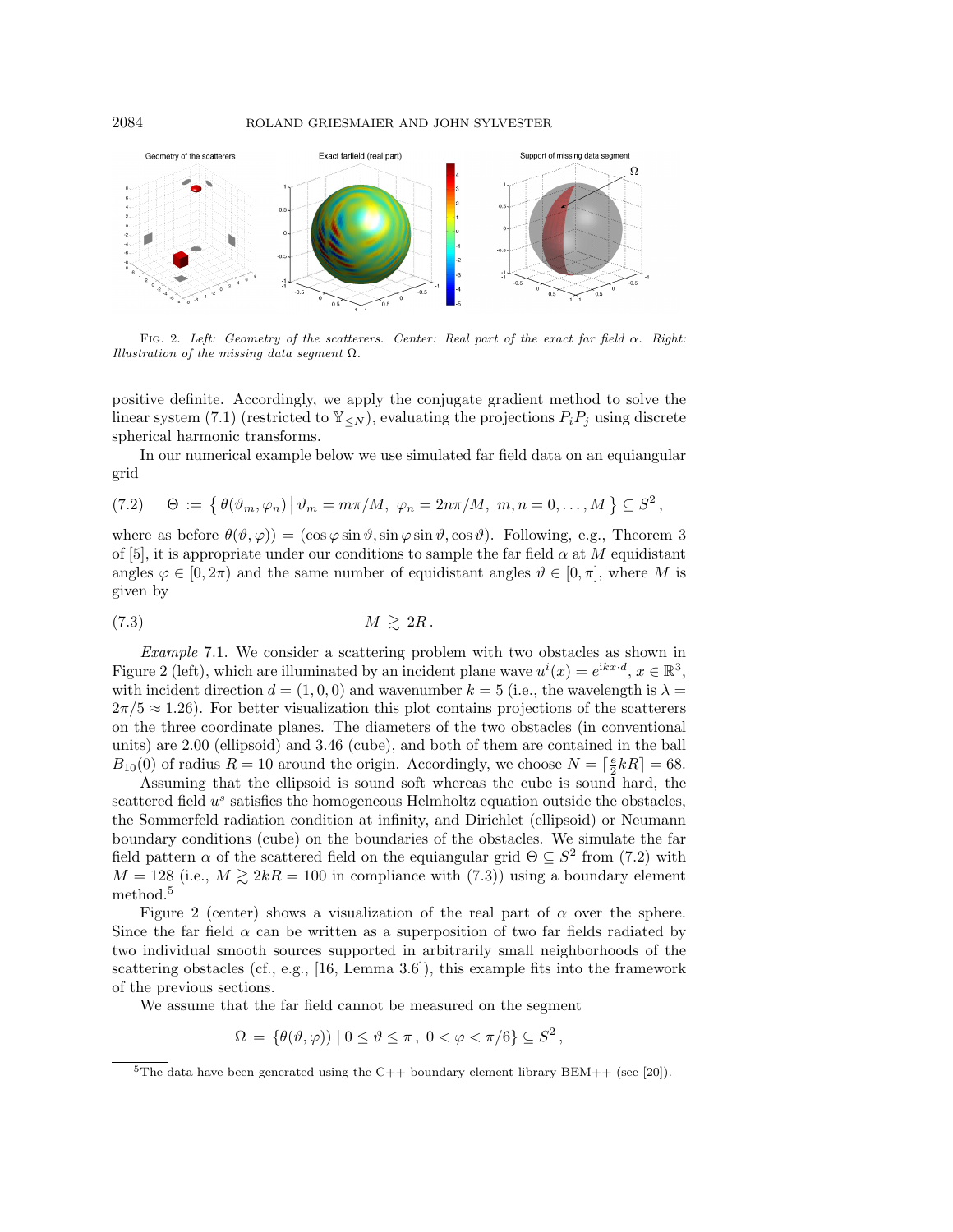FIG. 2. *Left: Geometry of the scatterers. Center: Real part of the exact far field $\alpha$. Right: Illustration of the missing data segment $\Omega$.*

positive definite. Accordingly, we apply the conjugate gradient method to solve the linear system (7.1) (restricted to $\mathbb{Y}_{\leq N}$), evaluating the projections $P_i P_j$ using discrete spherical harmonic transforms.

In our numerical example below we use simulated far field data on an equiangular grid

$$\Theta := \{ \theta(\vartheta_m, \varphi_n) \,|\, \vartheta_m = m\pi/M,\ \varphi_n = 2n\pi/M,\ m, n = 0, \ldots, M \} \subseteq S^2 , \tag{7.2}$$

where as before $\theta(\vartheta, \varphi)) = (\cos\varphi \sin\vartheta, \sin\varphi \sin\vartheta, \cos\vartheta)$. Following, e.g., Theorem 3 of [5], it is appropriate under our conditions to sample the far field $\alpha$ at $M$ equidistant angles $\varphi \in [0, 2\pi)$ and the same number of equidistant angles $\vartheta \in [0, \pi]$, where $M$ is given by

$$M \gtrsim 2R . \tag{7.3}$$

*Example* 7.1. We consider a scattering problem with two obstacles as shown in Figure 2 (left), which are illuminated by an incident plane wave $u^i(x) = e^{ikx \cdot d}$, $x \in \mathbb{R}^3$, with incident direction $d = (1, 0, 0)$ and wavenumber $k = 5$ (i.e., the wavelength is $\lambda = 2\pi/5 \approx 1.26$). For better visualization this plot contains projections of the scatterers on the three coordinate planes. The diameters of the two obstacles (in conventional units) are 2.00 (ellipsoid) and 3.46 (cube), and both of them are contained in the ball $B_{10}(0)$ of radius $R = 10$ around the origin. Accordingly, we choose $N = \lceil \frac{e}{2} kR \rceil = 68$.

Assuming that the ellipsoid is sound soft whereas the cube is sound hard, the scattered field $u^s$ satisfies the homogeneous Helmholtz equation outside the obstacles, the Sommerfeld radiation condition at infinity, and Dirichlet (ellipsoid) or Neumann boundary conditions (cube) on the boundaries of the obstacles. We simulate the far field pattern $\alpha$ of the scattered field on the equiangular grid $\Theta \subseteq S^2$ from (7.2) with $M = 128$ (i.e., $M \gtrsim 2kR = 100$ in compliance with (7.3)) using a boundary element method.[5]

Figure 2 (center) shows a visualization of the real part of $\alpha$ over the sphere. Since the far field $\alpha$ can be written as a superposition of two far fields radiated by two individual smooth sources supported in arbitrarily small neighborhoods of the scattering obstacles (cf., e.g., [16, Lemma 3.6]), this example fits into the framework of the previous sections.

We assume that the far field cannot be measured on the segment

$$\Omega = \{\theta(\vartheta, \varphi)) \,|\, 0 \leq \vartheta \leq \pi,\ 0 < \varphi < \pi/6\} \subseteq S^2 ,$$

[5] The data have been generated using the C++ boundary element library BEM++ (see [20]).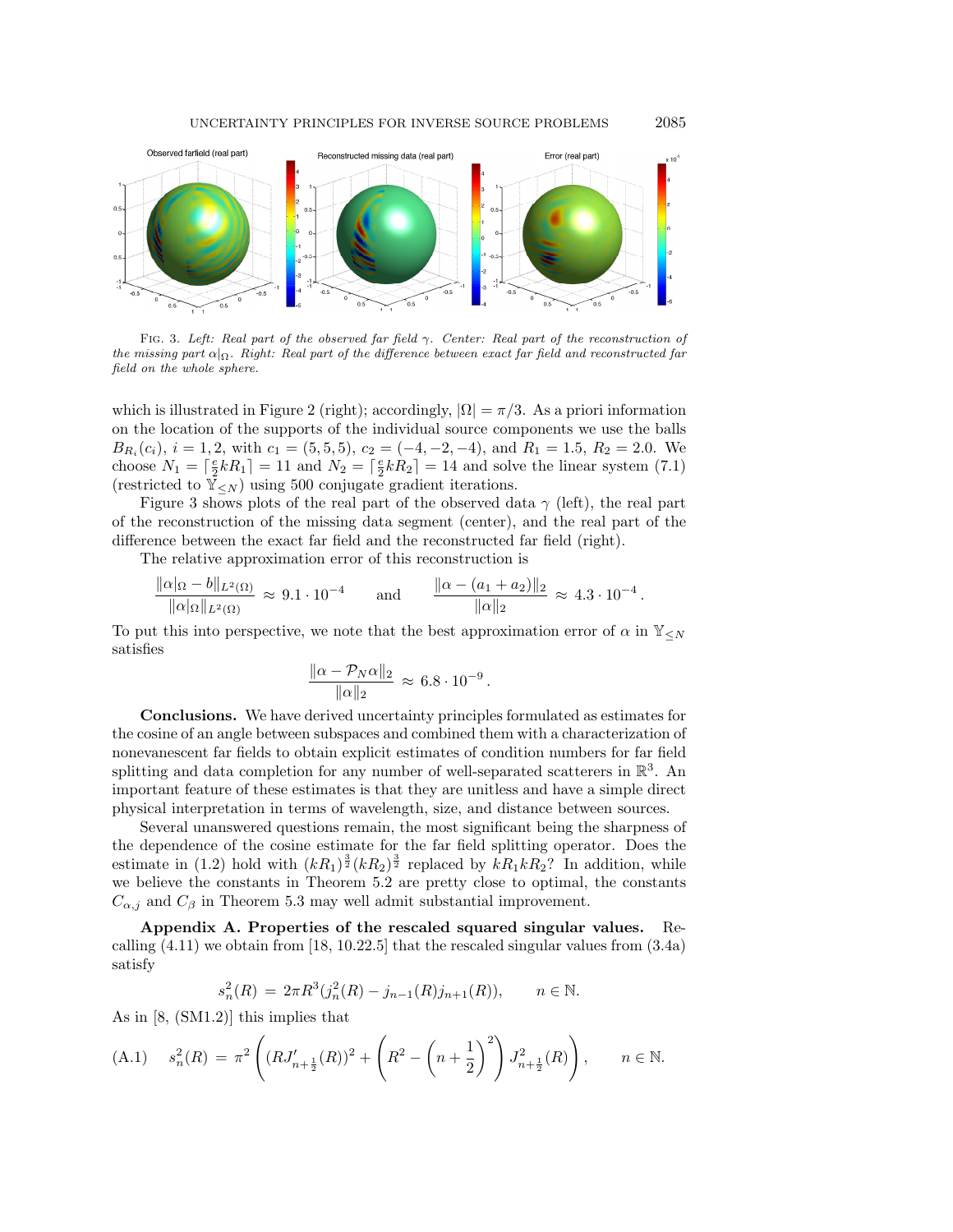FIG. 3. *Left: Real part of the observed far field $\gamma$. Center: Real part of the reconstruction of the missing part $\alpha|_\Omega$. Right: Real part of the difference between exact far field and reconstructed far field on the whole sphere.*

which is illustrated in Figure 2 (right); accordingly, $|\Omega| = \pi/3$. As a priori information on the location of the supports of the individual source components we use the balls $B_{R_i}(c_i)$, $i = 1, 2$, with $c_1 = (5, 5, 5)$, $c_2 = (-4, -2, -4)$, and $R_1 = 1.5$, $R_2 = 2.0$. We choose $N_1 = \lceil \frac{e}{2} kR_1 \rceil = 11$ and $N_2 = \lceil \frac{e}{2} kR_2 \rceil = 14$ and solve the linear system (7.1) (restricted to $\mathbb{Y}_{\leq N}$) using 500 conjugate gradient iterations.

Figure 3 shows plots of the real part of the observed data $\gamma$ (left), the real part of the reconstruction of the missing data segment (center), and the real part of the difference between the exact far field and the reconstructed far field (right).

The relative approximation error of this reconstruction is

$$\frac{\|\alpha|_\Omega - b\|_{L^2(\Omega)}}{\|\alpha|_\Omega\|_{L^2(\Omega)}} \approx 9.1 \cdot 10^{-4} \qquad \text{and} \qquad \frac{\|\alpha - (a_1 + a_2)\|_2}{\|\alpha\|_2} \approx 4.3 \cdot 10^{-4} \,.$$

To put this into perspective, we note that the best approximation error of $\alpha$ in $\mathbb{Y}_{\leq N}$ satisfies

$$\frac{\|\alpha - \mathcal{P}_N \alpha\|_2}{\|\alpha\|_2} \approx 6.8 \cdot 10^{-9} \,.$$

**Conclusions.** We have derived uncertainty principles formulated as estimates for the cosine of an angle between subspaces and combined them with a characterization of nonevanescent far fields to obtain explicit estimates of condition numbers for far field splitting and data completion for any number of well-separated scatterers in $\mathbb{R}^3$. An important feature of these estimates is that they are unitless and have a simple direct physical interpretation in terms of wavelength, size, and distance between sources.

Several unanswered questions remain, the most significant being the sharpness of the dependence of the cosine estimate for the far field splitting operator. Does the estimate in (1.2) hold with $(kR_1)^{\frac{3}{2}}(kR_2)^{\frac{3}{2}}$ replaced by $kR_1kR_2$? In addition, while we believe the constants in Theorem 5.2 are pretty close to optimal, the constants $C_{\alpha,j}$ and $C_\beta$ in Theorem 5.3 may well admit substantial improvement.

**Appendix A. Properties of the rescaled squared singular values.** Recalling (4.11) we obtain from [18, 10.22.5] that the rescaled singular values from (3.4a) satisfy

$$s_n^2(R) = 2\pi R^3 (j_n^2(R) - j_{n-1}(R) j_{n+1}(R)), \qquad n \in \mathbb{N}.$$

As in [8, (SM1.2)] this implies that

$$s_n^2(R) = \pi^2 \left( (R J'_{n+\frac{1}{2}}(R))^2 + \left( R^2 - \left( n + \frac{1}{2} \right)^2 \right) J^2_{n+\frac{1}{2}}(R) \right), \qquad n \in \mathbb{N}. \tag{A.1}$$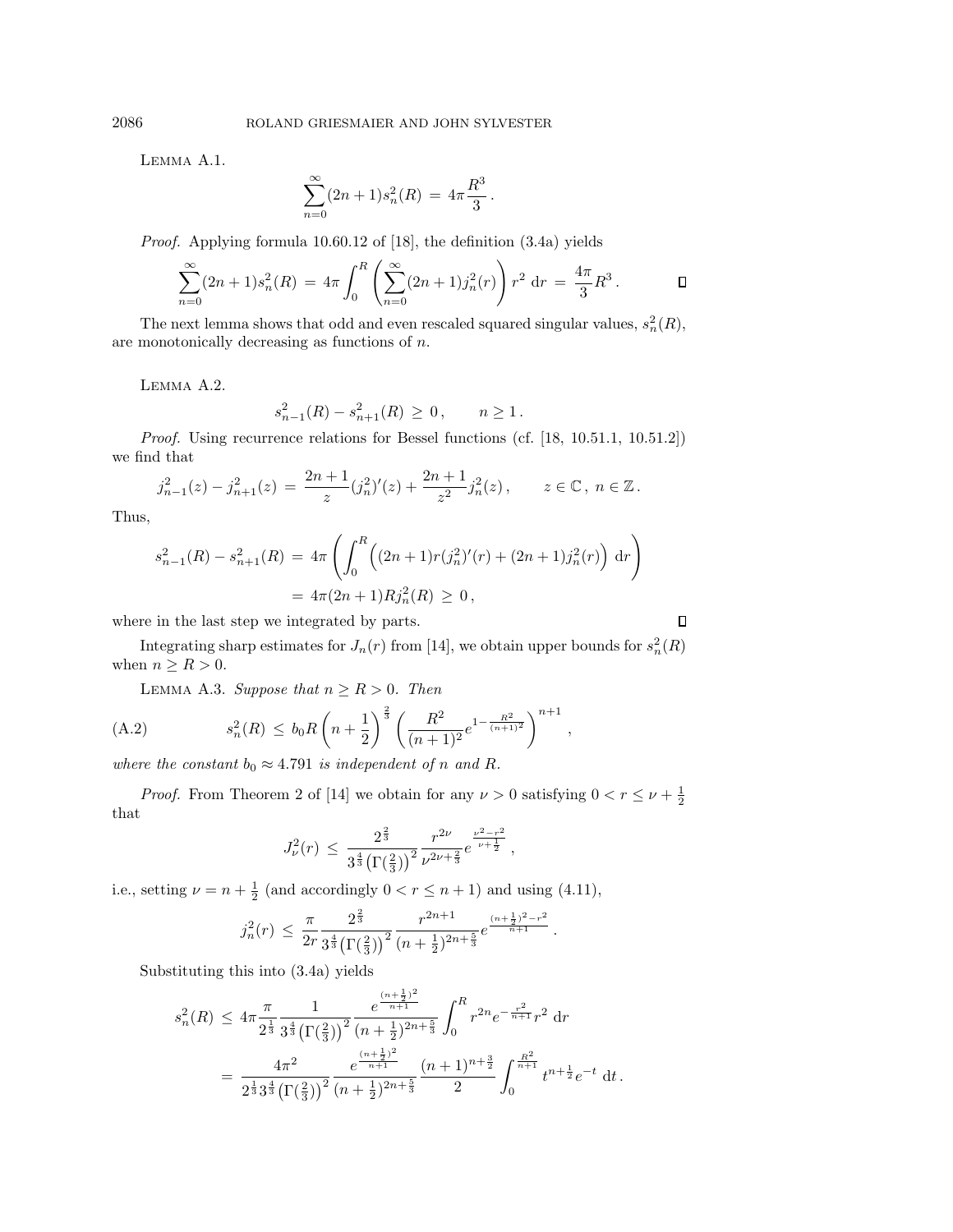LEMMA A.1.

$$\sum_{n=0}^{\infty}(2n+1)s_n^2(R) \;=\; 4\pi\frac{R^3}{3}\,.$$

*Proof.* Applying formula 10.60.12 of [18], the definition (3.4a) yields

$$\sum_{n=0}^{\infty}(2n+1)s_n^2(R) \;=\; 4\pi\int_0^R\left(\sum_{n=0}^{\infty}(2n+1)j_n^2(r)\right)r^2\;\mathrm{d}r \;=\; \frac{4\pi}{3}R^3\,. \qquad \square$$

The next lemma shows that odd and even rescaled squared singular values, $s_n^2(R)$, are monotonically decreasing as functions of $n$.

LEMMA A.2.

$$s_{n-1}^2(R) - s_{n+1}^2(R) \;\geq\; 0\,, \qquad n\geq 1\,.$$

*Proof.* Using recurrence relations for Bessel functions (cf. [18, 10.51.1, 10.51.2]) we find that

$$j_{n-1}^2(z) - j_{n+1}^2(z) \;=\; \frac{2n+1}{z}(j_n^2)'(z) + \frac{2n+1}{z^2}j_n^2(z)\,, \qquad z\in\mathbb{C}\,,\; n\in\mathbb{Z}\,.$$

Thus,

$$\begin{aligned}
s_{n-1}^2(R) - s_{n+1}^2(R) \;&=\; 4\pi\left(\int_0^R\Big((2n+1)r(j_n^2)'(r) + (2n+1)j_n^2(r)\Big)\;\mathrm{d}r\right)\\
&=\; 4\pi(2n+1)Rj_n^2(R) \;\geq\; 0\,,
\end{aligned}$$

where in the last step we integrated by parts. $\square$

Integrating sharp estimates for $J_n(r)$ from [14], we obtain upper bounds for $s_n^2(R)$ when $n\geq R>0$.

LEMMA A.3. *Suppose that $n\geq R>0$. Then*

$$s_n^2(R) \;\leq\; b_0 R\left(n+\frac{1}{2}\right)^{\frac{2}{3}}\left(\frac{R^2}{(n+1)^2}e^{1-\frac{R^2}{(n+1)^2}}\right)^{n+1}, \tag{A.2}$$

*where the constant $b_0\approx 4.791$ is independent of $n$ and $R$.*

*Proof.* From Theorem 2 of [14] we obtain for any $\nu>0$ satisfying $0<r\leq\nu+\frac{1}{2}$ that

$$J_\nu^2(r) \;\leq\; \frac{2^{\frac{2}{3}}}{3^{\frac{4}{3}}\big(\Gamma(\frac{2}{3})\big)^2}\frac{r^{2\nu}}{\nu^{2\nu+\frac{2}{3}}}e^{\frac{\nu^2-r^2}{\nu+\frac{1}{2}}}\,,$$

i.e., setting $\nu=n+\frac{1}{2}$ (and accordingly $0<r\leq n+1$) and using (4.11),

$$j_n^2(r) \;\leq\; \frac{\pi}{2r}\frac{2^{\frac{2}{3}}}{3^{\frac{4}{3}}\big(\Gamma(\frac{2}{3})\big)^2}\frac{r^{2n+1}}{(n+\frac{1}{2})^{2n+\frac{5}{3}}}e^{\frac{(n+\frac{1}{2})^2-r^2}{n+1}}\,.$$

Substituting this into (3.4a) yields

$$\begin{aligned}
s_n^2(R) \;&\leq\; 4\pi\frac{\pi}{2^{\frac{1}{3}}}\frac{1}{3^{\frac{4}{3}}\big(\Gamma(\frac{2}{3})\big)^2}\frac{e^{\frac{(n+\frac{1}{2})^2}{n+1}}}{(n+\frac{1}{2})^{2n+\frac{5}{3}}}\int_0^R r^{2n}e^{-\frac{r^2}{n+1}}r^2\;\mathrm{d}r\\
&=\; \frac{4\pi^2}{2^{\frac{1}{3}}3^{\frac{4}{3}}\big(\Gamma(\frac{2}{3})\big)^2}\frac{e^{\frac{(n+\frac{1}{2})^2}{n+1}}}{(n+\frac{1}{2})^{2n+\frac{5}{3}}}\frac{(n+1)^{n+\frac{3}{2}}}{2}\int_0^{\frac{R^2}{n+1}}t^{n+\frac{1}{2}}e^{-t}\;\mathrm{d}t\,.
\end{aligned}$$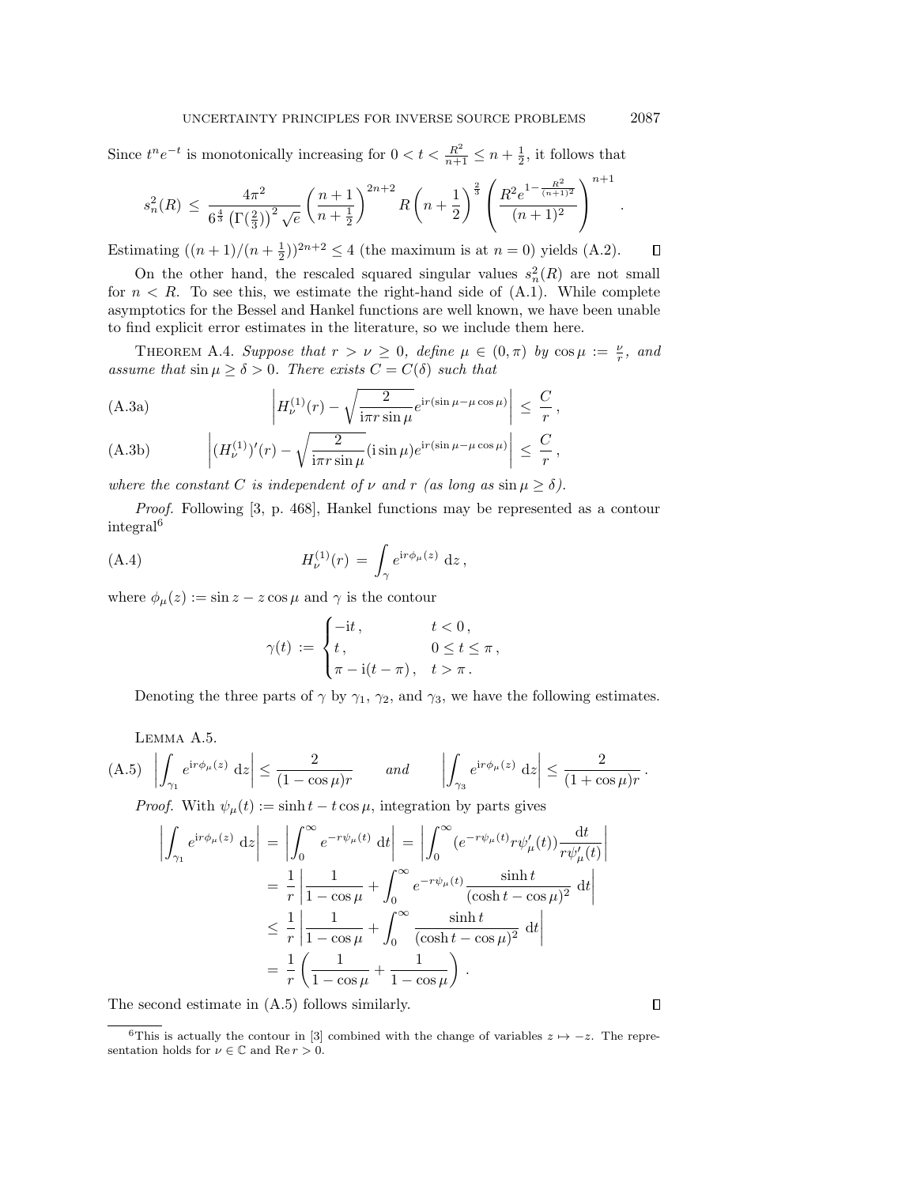Since $t^n e^{-t}$ is monotonically increasing for $0 < t < \frac{R^2}{n+1} \leq n + \frac{1}{2}$, it follows that

$$
s_n^2(R) \leq \frac{4\pi^2}{6^{\frac{4}{3}} \left(\Gamma(\frac{2}{3})\right)^2 \sqrt{e}} \left(\frac{n+1}{n+\frac{1}{2}}\right)^{2n+2} R \left(n + \frac{1}{2}\right)^{\frac{2}{3}} \left(\frac{R^2 e^{1-\frac{R^2}{(n+1)^2}}}{(n+1)^2}\right)^{n+1} .
$$

Estimating $((n+1)/(n+\frac{1}{2}))^{2n+2} \leq 4$ (the maximum is at $n = 0$) yields (A.2). $\square$

On the other hand, the rescaled squared singular values $s_n^2(R)$ are not small for $n < R$. To see this, we estimate the right-hand side of (A.1). While complete asymptotics for the Bessel and Hankel functions are well known, we have been unable to find explicit error estimates in the literature, so we include them here.

Theorem A.4. *Suppose that $r > \nu \geq 0$, define $\mu \in (0, \pi)$ by $\cos\mu := \frac{\nu}{r}$, and assume that $\sin\mu \geq \delta > 0$. There exists $C = C(\delta)$ such that*

$$
\left| H_\nu^{(1)}(r) - \sqrt{\frac{2}{\mathrm{i}\pi r \sin\mu}} e^{\mathrm{i}r(\sin\mu - \mu\cos\mu)} \right| \leq \frac{C}{r}, \tag{A.3a}
$$

$$
\left| (H_\nu^{(1)})'(r) - \sqrt{\frac{2}{\mathrm{i}\pi r \sin\mu}} (\mathrm{i}\sin\mu) e^{\mathrm{i}r(\sin\mu - \mu\cos\mu)} \right| \leq \frac{C}{r}, \tag{A.3b}
$$

*where the constant $C$ is independent of $\nu$ and $r$ (as long as $\sin\mu \geq \delta$).*

*Proof.* Following [3, p. 468], Hankel functions may be represented as a contour integral[6]

$$
H_\nu^{(1)}(r) = \int_\gamma e^{\mathrm{i}r\phi_\mu(z)} \, \mathrm{d}z, \tag{A.4}
$$

where $\phi_\mu(z) := \sin z - z\cos\mu$ and $\gamma$ is the contour

$$
\gamma(t) := \begin{cases} -\mathrm{i}t, & t < 0, \\ t, & 0 \leq t \leq \pi, \\ \pi - \mathrm{i}(t - \pi), & t > \pi. \end{cases}
$$

Denoting the three parts of $\gamma$ by $\gamma_1$, $\gamma_2$, and $\gamma_3$, we have the following estimates.

Lemma A.5.

$$
\left| \int_{\gamma_1} e^{\mathrm{i}r\phi_\mu(z)} \, \mathrm{d}z \right| \leq \frac{2}{(1 - \cos\mu)r} \qquad \text{and} \qquad \left| \int_{\gamma_3} e^{\mathrm{i}r\phi_\mu(z)} \, \mathrm{d}z \right| \leq \frac{2}{(1 + \cos\mu)r}. \tag{A.5}
$$

*Proof.* With $\psi_\mu(t) := \sinh t - t\cos\mu$, integration by parts gives

$$
\begin{aligned}
\left| \int_{\gamma_1} e^{\mathrm{i}r\phi_\mu(z)} \, \mathrm{d}z \right| &= \left| \int_0^\infty e^{-r\psi_\mu(t)} \, \mathrm{d}t \right| = \left| \int_0^\infty (e^{-r\psi_\mu(t)} r\psi_\mu'(t)) \frac{\mathrm{d}t}{r\psi_\mu'(t)} \right| \\
&= \frac{1}{r} \left| \frac{1}{1 - \cos\mu} + \int_0^\infty e^{-r\psi_\mu(t)} \frac{\sinh t}{(\cosh t - \cos\mu)^2} \, \mathrm{d}t \right| \\
&\leq \frac{1}{r} \left| \frac{1}{1 - \cos\mu} + \int_0^\infty \frac{\sinh t}{(\cosh t - \cos\mu)^2} \, \mathrm{d}t \right| \\
&= \frac{1}{r} \left( \frac{1}{1 - \cos\mu} + \frac{1}{1 - \cos\mu} \right).
\end{aligned}
$$

The second estimate in (A.5) follows similarly. $\square$

---

[6] This is actually the contour in [3] combined with the change of variables $z \mapsto -z$. The representation holds for $\nu \in \mathbb{C}$ and $\operatorname{Re} r > 0$.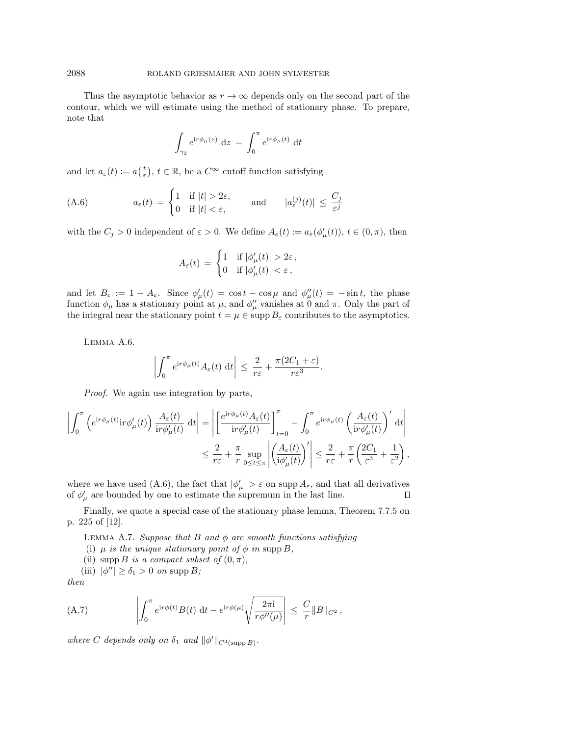Thus the asymptotic behavior as $r \to \infty$ depends only on the second part of the contour, which we will estimate using the method of stationary phase. To prepare, note that

$$\int_{\gamma_2} e^{\mathrm{i}r\phi_\mu(z)}\,\mathrm{d}z \,=\, \int_0^\pi e^{\mathrm{i}r\phi_\mu(t)}\,\mathrm{d}t$$

and let $a_\varepsilon(t) := a\big(\frac{t}{\varepsilon}\big)$, $t \in \mathbb{R}$, be a $C^\infty$ cutoff function satisfying

$$a_\varepsilon(t) \,=\, \begin{cases} 1 & \text{if } |t| > 2\varepsilon, \\ 0 & \text{if } |t| < \varepsilon, \end{cases} \qquad \text{and} \qquad |a_\varepsilon^{(j)}(t)| \,\leq\, \frac{C_j}{\varepsilon^j} \tag{A.6}$$

with the $C_j > 0$ independent of $\varepsilon > 0$. We define $A_\varepsilon(t) := a_\varepsilon(\phi'_\mu(t))$, $t \in (0,\pi)$, then

$$A_\varepsilon(t) \,=\, \begin{cases} 1 & \text{if } |\phi'_\mu(t)| > 2\varepsilon\,, \\ 0 & \text{if } |\phi'_\mu(t)| < \varepsilon\,, \end{cases}$$

and let $B_\varepsilon := 1 - A_\varepsilon$. Since $\phi'_\mu(t) = \cos t - \cos\mu$ and $\phi''_\mu(t) = -\sin t$, the phase function $\phi_\mu$ has a stationary point at $\mu$, and $\phi''_\mu$ vanishes at 0 and $\pi$. Only the part of the integral near the stationary point $t = \mu \in \operatorname{supp} B_\varepsilon$ contributes to the asymptotics.

Lemma A.6.

$$\left| \int_0^\pi e^{\mathrm{i}r\phi_\mu(t)} A_\varepsilon(t)\,\mathrm{d}t \right| \,\leq\, \frac{2}{r\varepsilon} + \frac{\pi(2C_1 + \varepsilon)}{r\varepsilon^3}.$$

*Proof.* We again use integration by parts,

$$\begin{aligned}
\left| \int_0^\pi \left( e^{\mathrm{i}r\phi_\mu(t)} \mathrm{i}r\phi'_\mu(t) \right) \frac{A_\varepsilon(t)}{\mathrm{i}r\phi'_\mu(t)}\,\mathrm{d}t \right| &= \left| \left[ \frac{e^{\mathrm{i}r\phi_\mu(t)} A_\varepsilon(t)}{\mathrm{i}r\phi'_\mu(t)} \right]_{t=0}^{\pi} - \int_0^\pi e^{\mathrm{i}r\phi_\mu(t)} \left( \frac{A_\varepsilon(t)}{\mathrm{i}r\phi'_\mu(t)} \right)' \mathrm{d}t \right| \\
&\leq \frac{2}{r\varepsilon} + \frac{\pi}{r} \sup_{0 \leq t \leq \pi} \left| \left( \frac{A_\varepsilon(t)}{\mathrm{i}\phi'_\mu(t)} \right)' \right| \leq \frac{2}{r\varepsilon} + \frac{\pi}{r}\left( \frac{2C_1}{\varepsilon^3} + \frac{1}{\varepsilon^2} \right),
\end{aligned}$$

where we have used (A.6), the fact that $|\phi'_\mu| > \varepsilon$ on $\operatorname{supp} A_\varepsilon$, and that all derivatives of $\phi'_\mu$ are bounded by one to estimate the supremum in the last line. $\square$

Finally, we quote a special case of the stationary phase lemma, Theorem 7.7.5 on p. 225 of [12].

Lemma A.7. *Suppose that $B$ and $\phi$ are smooth functions satisfying*

(i) *$\mu$ is the unique stationary point of $\phi$ in $\operatorname{supp} B$,*
(ii) *$\operatorname{supp} B$ is a compact subset of $(0,\pi)$,*
(iii) *$|\phi''| \geq \delta_1 > 0$ on $\operatorname{supp} B$;*

*then*

$$\left| \int_0^\pi e^{\mathrm{i}r\phi(t)} B(t)\,\mathrm{d}t - e^{\mathrm{i}r\phi(\mu)} \sqrt{\frac{2\pi\mathrm{i}}{r\phi''(\mu)}} \right| \,\leq\, \frac{C}{r}\|B\|_{C^2}\,, \tag{A.7}$$

*where $C$ depends only on $\delta_1$ and $\|\phi'\|_{C^3(\operatorname{supp} B)}$.*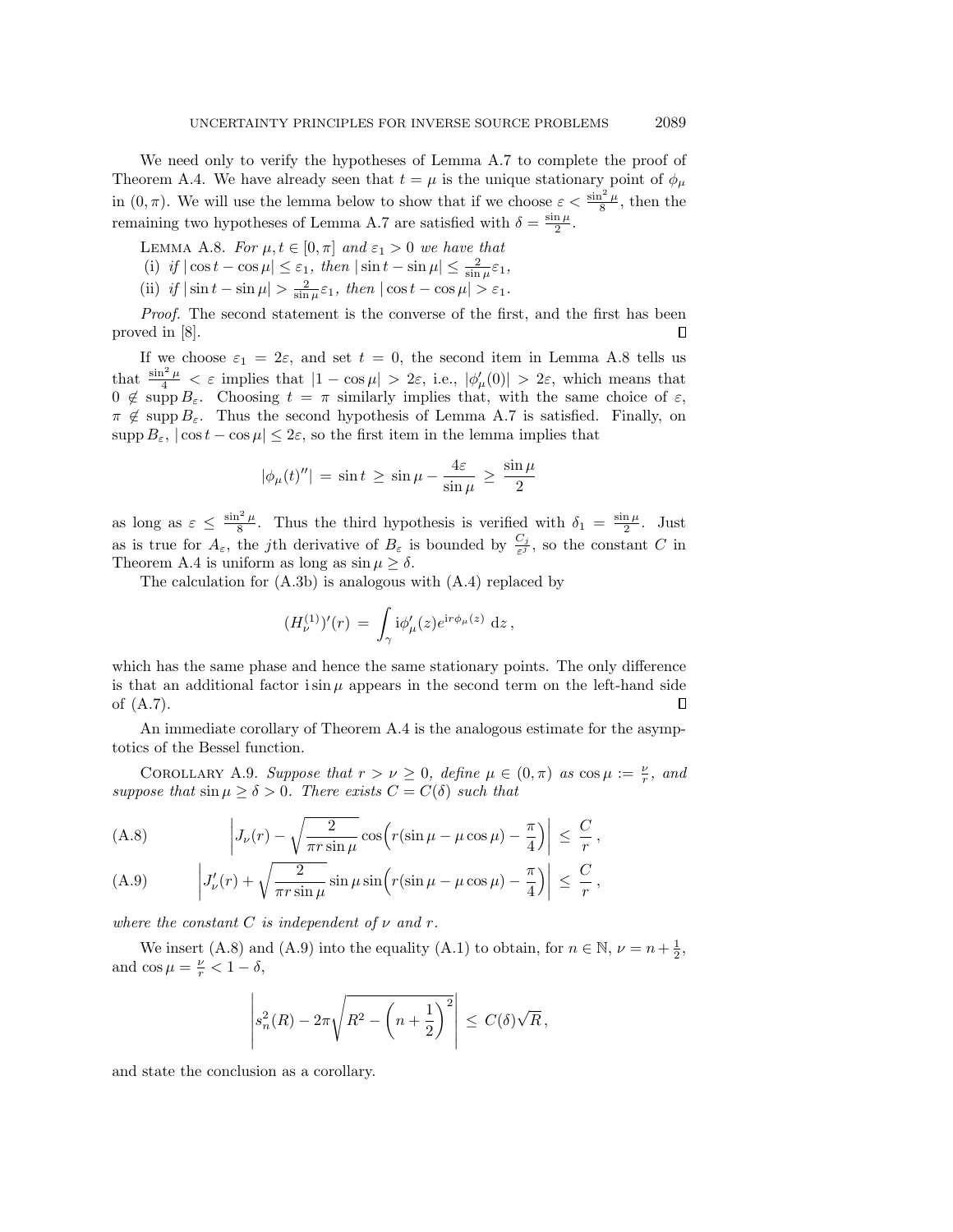We need only to verify the hypotheses of Lemma A.7 to complete the proof of Theorem A.4. We have already seen that $t = \mu$ is the unique stationary point of $\phi_\mu$ in $(0, \pi)$. We will use the lemma below to show that if we choose $\varepsilon < \frac{\sin^2 \mu}{8}$, then the remaining two hypotheses of Lemma A.7 are satisfied with $\delta = \frac{\sin \mu}{2}$.

LEMMA A.8. *For $\mu, t \in [0, \pi]$ and $\varepsilon_1 > 0$ we have that*
(i) *if $|\cos t - \cos \mu| \leq \varepsilon_1$, then $|\sin t - \sin \mu| \leq \frac{2}{\sin \mu} \varepsilon_1$,*
(ii) *if $|\sin t - \sin \mu| > \frac{2}{\sin \mu} \varepsilon_1$, then $|\cos t - \cos \mu| > \varepsilon_1$.*

*Proof.* The second statement is the converse of the first, and the first has been proved in [8]. ∎

If we choose $\varepsilon_1 = 2\varepsilon$, and set $t = 0$, the second item in Lemma A.8 tells us that $\frac{\sin^2 \mu}{4} < \varepsilon$ implies that $|1 - \cos \mu| > 2\varepsilon$, i.e., $|\phi_\mu'(0)| > 2\varepsilon$, which means that $0 \notin \operatorname{supp} B_\varepsilon$. Choosing $t = \pi$ similarly implies that, with the same choice of $\varepsilon$, $\pi \notin \operatorname{supp} B_\varepsilon$. Thus the second hypothesis of Lemma A.7 is satisfied. Finally, on $\operatorname{supp} B_\varepsilon$, $|\cos t - \cos \mu| \leq 2\varepsilon$, so the first item in the lemma implies that

$$
|\phi_\mu(t)''| \,=\, \sin t \,\geq\, \sin \mu - \frac{4\varepsilon}{\sin \mu} \,\geq\, \frac{\sin \mu}{2}
$$

as long as $\varepsilon \leq \frac{\sin^2 \mu}{8}$. Thus the third hypothesis is verified with $\delta_1 = \frac{\sin \mu}{2}$. Just as is true for $A_\varepsilon$, the $j$th derivative of $B_\varepsilon$ is bounded by $\frac{C_j}{\varepsilon^j}$, so the constant $C$ in Theorem A.4 is uniform as long as $\sin \mu \geq \delta$.

The calculation for (A.3b) is analogous with (A.4) replaced by

$$
(H_\nu^{(1)})'(r) \,=\, \int_\gamma \mathrm{i}\phi_\mu'(z) e^{\mathrm{i}r\phi_\mu(z)} \,\mathrm{d}z\,,
$$

which has the same phase and hence the same stationary points. The only difference is that an additional factor $\mathrm{i}\sin \mu$ appears in the second term on the left-hand side of (A.7). ∎

An immediate corollary of Theorem A.4 is the analogous estimate for the asymptotics of the Bessel function.

COROLLARY A.9. *Suppose that $r > \nu \geq 0$, define $\mu \in (0, \pi)$ as $\cos \mu := \frac{\nu}{r}$, and suppose that $\sin \mu \geq \delta > 0$. There exists $C = C(\delta)$ such that*

$$
\left| J_\nu(r) - \sqrt{\frac{2}{\pi r \sin \mu}} \cos\Big( r(\sin \mu - \mu \cos \mu) - \frac{\pi}{4} \Big) \right| \,\leq\, \frac{C}{r}\,, \tag{A.8}
$$

$$
\left| J_\nu'(r) + \sqrt{\frac{2}{\pi r \sin \mu}} \sin \mu \sin\Big( r(\sin \mu - \mu \cos \mu) - \frac{\pi}{4} \Big) \right| \,\leq\, \frac{C}{r}\,, \tag{A.9}
$$

*where the constant $C$ is independent of $\nu$ and $r$.*

We insert (A.8) and (A.9) into the equality (A.1) to obtain, for $n \in \mathbb{N}$, $\nu = n + \frac{1}{2}$, and $\cos \mu = \frac{\nu}{r} < 1 - \delta$,

$$
\left| s_n^2(R) - 2\pi \sqrt{R^2 - \Big(n + \frac{1}{2}\Big)^2} \right| \,\leq\, C(\delta)\sqrt{R}\,,
$$

and state the conclusion as a corollary.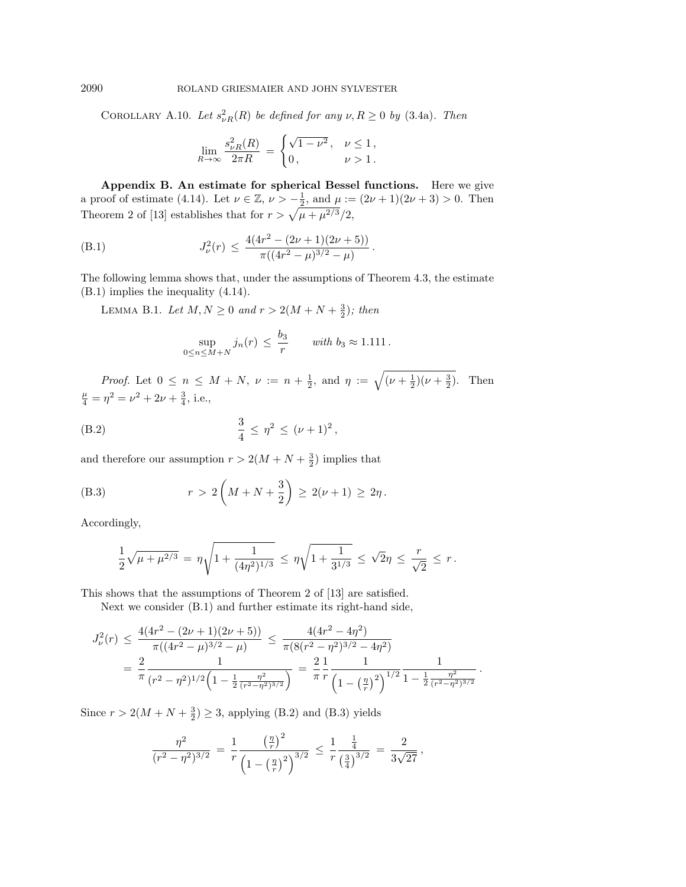COROLLARY A.10. *Let $s^2_{\nu R}(R)$ be defined for any $\nu, R \geq 0$ by* (3.4a)*. Then*

$$\lim_{R\to\infty} \frac{s^2_{\nu R}(R)}{2\pi R} \;=\; \begin{cases} \sqrt{1-\nu^2}\,, & \nu \leq 1\,,\\ 0\,, & \nu > 1\,. \end{cases}$$

## Appendix B. An estimate for spherical Bessel functions.

Here we give a proof of estimate (4.14). Let $\nu \in \mathbb{Z}$, $\nu > -\frac{1}{2}$, and $\mu := (2\nu+1)(2\nu+3) > 0$. Then Theorem 2 of [13] establishes that for $r > \sqrt{\mu + \mu^{2/3}}/2$,

$$J_\nu^2(r) \;\leq\; \frac{4(4r^2 - (2\nu+1)(2\nu+5))}{\pi((4r^2-\mu)^{3/2} - \mu)}\,. \tag{B.1}$$

The following lemma shows that, under the assumptions of Theorem 4.3, the estimate (B.1) implies the inequality (4.14).

LEMMA B.1. *Let $M, N \geq 0$ and $r > 2(M+N+\frac{3}{2})$; then*

$$\sup_{0\leq n\leq M+N} j_n(r) \;\leq\; \frac{b_3}{r} \qquad \textit{with } b_3 \approx 1.111\,.$$

*Proof.* Let $0 \leq n \leq M+N$, $\nu := n + \frac{1}{2}$, and $\eta := \sqrt{(\nu+\frac{1}{2})(\nu+\frac{3}{2})}$. Then $\frac{\mu}{4} = \eta^2 = \nu^2 + 2\nu + \frac{3}{4}$, i.e.,

$$\frac{3}{4} \;\leq\; \eta^2 \;\leq\; (\nu+1)^2\,, \tag{B.2}$$

and therefore our assumption $r > 2(M+N+\frac{3}{2})$ implies that

$$r \;>\; 2\left(M + N + \frac{3}{2}\right) \;\geq\; 2(\nu+1) \;\geq\; 2\eta\,. \tag{B.3}$$

Accordingly,

$$\frac{1}{2}\sqrt{\mu + \mu^{2/3}} \;=\; \eta\sqrt{1 + \frac{1}{(4\eta^2)^{1/3}}} \;\leq\; \eta\sqrt{1 + \frac{1}{3^{1/3}}} \;\leq\; \sqrt{2}\eta \;\leq\; \frac{r}{\sqrt{2}} \;\leq\; r\,.$$

This shows that the assumptions of Theorem 2 of [13] are satisfied.

Next we consider (B.1) and further estimate its right-hand side,

$$\begin{aligned} J_\nu^2(r) \;&\leq\; \frac{4(4r^2 - (2\nu+1)(2\nu+5))}{\pi((4r^2-\mu)^{3/2} - \mu)} \;\leq\; \frac{4(4r^2 - 4\eta^2)}{\pi(8(r^2-\eta^2)^{3/2} - 4\eta^2)} \\ &= \frac{2}{\pi}\frac{1}{(r^2-\eta^2)^{1/2}\left(1 - \frac{1}{2}\frac{\eta^2}{(r^2-\eta^2)^{3/2}}\right)} \;=\; \frac{2}{\pi}\frac{1}{r}\frac{1}{\left(1-\left(\frac{\eta}{r}\right)^2\right)^{1/2}}\frac{1}{1 - \frac{1}{2}\frac{\eta^2}{(r^2-\eta^2)^{3/2}}}\,. \end{aligned}$$

Since $r > 2(M+N+\frac{3}{2}) \geq 3$, applying (B.2) and (B.3) yields

$$\frac{\eta^2}{(r^2-\eta^2)^{3/2}} \;=\; \frac{1}{r}\frac{\left(\frac{\eta}{r}\right)^2}{\left(1-\left(\frac{\eta}{r}\right)^2\right)^{3/2}} \;\leq\; \frac{1}{r}\frac{\frac{1}{4}}{\left(\frac{3}{4}\right)^{3/2}} \;=\; \frac{2}{3\sqrt{27}}\,,$$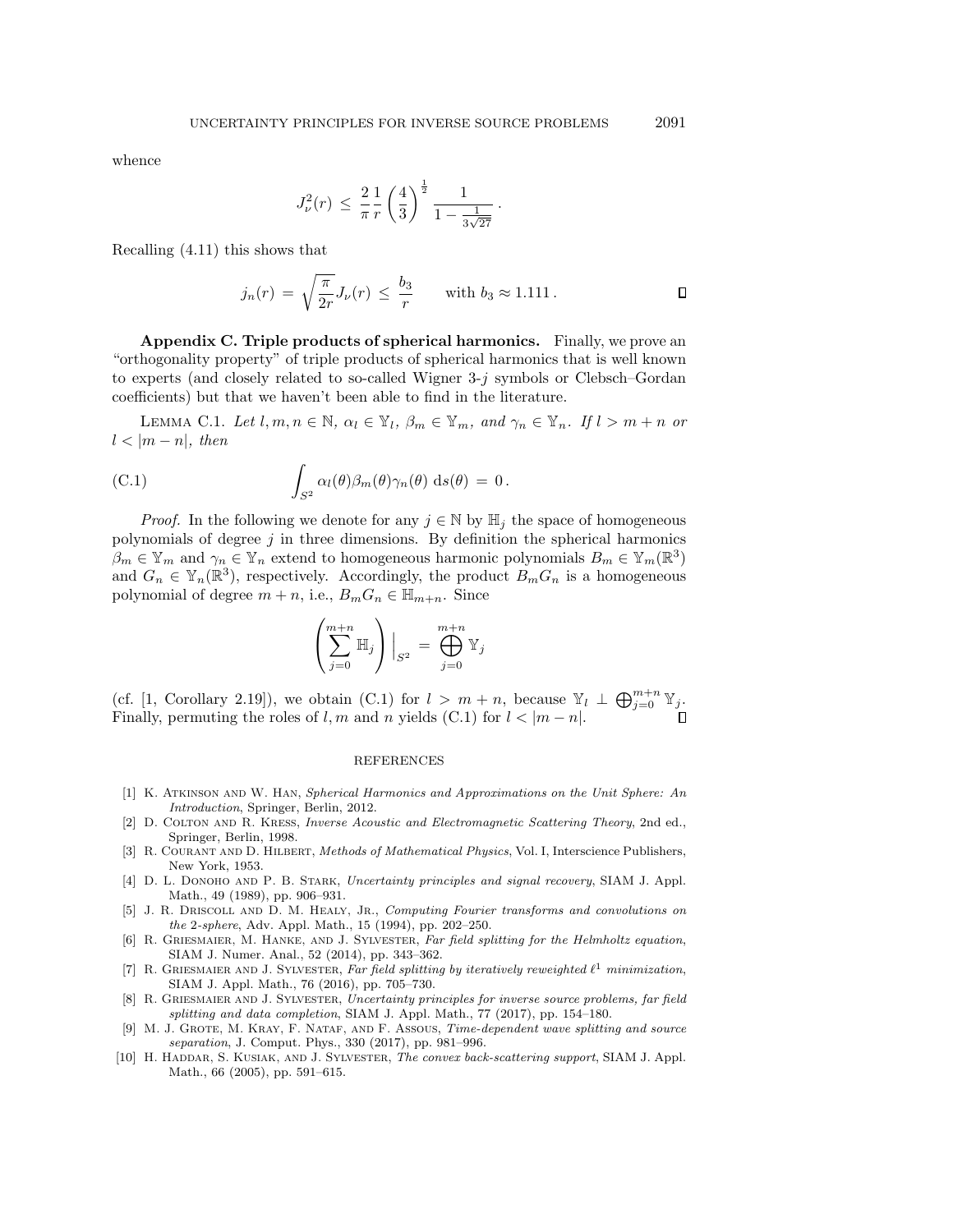whence

$$J_\nu^2(r) \;\le\; \frac{2}{\pi}\frac{1}{r}\left(\frac{4}{3}\right)^{\frac{1}{2}} \frac{1}{1-\frac{1}{3\sqrt{27}}}\,.$$

Recalling (4.11) this shows that

$$j_n(r) \;=\; \sqrt{\frac{\pi}{2r}}J_\nu(r) \;\le\; \frac{b_3}{r} \qquad \text{with } b_3 \approx 1.111\,. \qquad \square$$

## Appendix C. Triple products of spherical harmonics.

Finally, we prove an "orthogonality property" of triple products of spherical harmonics that is well known to experts (and closely related to so-called Wigner 3-$j$ symbols or Clebsch–Gordan coefficients) but that we haven't been able to find in the literature.

LEMMA C.1. *Let $l, m, n \in \mathbb{N}$, $\alpha_l \in \mathbb{Y}_l$, $\beta_m \in \mathbb{Y}_m$, and $\gamma_n \in \mathbb{Y}_n$. If $l > m+n$ or $l < |m-n|$, then*

$$\int_{S^2} \alpha_l(\theta)\beta_m(\theta)\gamma_n(\theta)\;\mathrm{d}s(\theta) \;=\; 0\,. \tag{C.1}$$

*Proof.* In the following we denote for any $j \in \mathbb{N}$ by $\mathbb{H}_j$ the space of homogeneous polynomials of degree $j$ in three dimensions. By definition the spherical harmonics $\beta_m \in \mathbb{Y}_m$ and $\gamma_n \in \mathbb{Y}_n$ extend to homogeneous harmonic polynomials $B_m \in \mathbb{Y}_m(\mathbb{R}^3)$ and $G_n \in \mathbb{Y}_n(\mathbb{R}^3)$, respectively. Accordingly, the product $B_m G_n$ is a homogeneous polynomial of degree $m+n$, i.e., $B_m G_n \in \mathbb{H}_{m+n}$. Since

$$\left(\sum_{j=0}^{m+n} \mathbb{H}_j\right)\Big|_{S^2} \;=\; \bigoplus_{j=0}^{m+n} \mathbb{Y}_j$$

(cf. [1, Corollary 2.19]), we obtain (C.1) for $l > m+n$, because $\mathbb{Y}_l \perp \bigoplus_{j=0}^{m+n} \mathbb{Y}_j$. Finally, permuting the roles of $l, m$ and $n$ yields (C.1) for $l < |m-n|$. $\square$

## REFERENCES

[1] K. Atkinson and W. Han, *Spherical Harmonics and Approximations on the Unit Sphere: An Introduction*, Springer, Berlin, 2012.

[2] D. Colton and R. Kress, *Inverse Acoustic and Electromagnetic Scattering Theory*, 2nd ed., Springer, Berlin, 1998.

[3] R. Courant and D. Hilbert, *Methods of Mathematical Physics*, Vol. I, Interscience Publishers, New York, 1953.

[4] D. L. Donoho and P. B. Stark, *Uncertainty principles and signal recovery*, SIAM J. Appl. Math., 49 (1989), pp. 906–931.

[5] J. R. Driscoll and D. M. Healy, Jr., *Computing Fourier transforms and convolutions on the 2-sphere*, Adv. Appl. Math., 15 (1994), pp. 202–250.

[6] R. Griesmaier, M. Hanke, and J. Sylvester, *Far field splitting for the Helmholtz equation*, SIAM J. Numer. Anal., 52 (2014), pp. 343–362.

[7] R. Griesmaier and J. Sylvester, *Far field splitting by iteratively reweighted $\ell^1$ minimization*, SIAM J. Appl. Math., 76 (2016), pp. 705–730.

[8] R. Griesmaier and J. Sylvester, *Uncertainty principles for inverse source problems, far field splitting and data completion*, SIAM J. Appl. Math., 77 (2017), pp. 154–180.

[9] M. J. Grote, M. Kray, F. Nataf, and F. Assous, *Time-dependent wave splitting and source separation*, J. Comput. Phys., 330 (2017), pp. 981–996.

[10] H. Haddar, S. Kusiak, and J. Sylvester, *The convex back-scattering support*, SIAM J. Appl. Math., 66 (2005), pp. 591–615.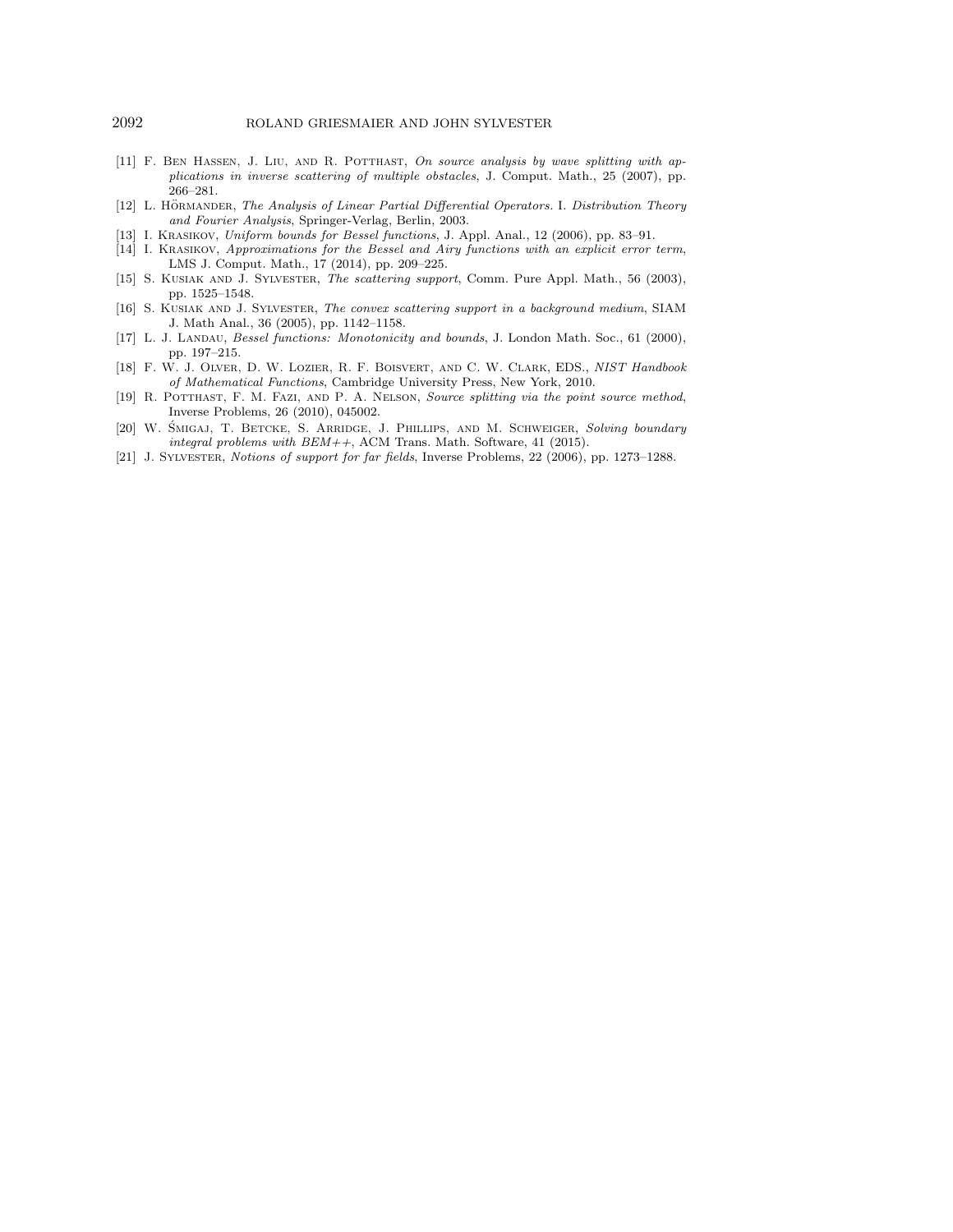[11] F. Ben Hassen, J. Liu, and R. Potthast, *On source analysis by wave splitting with applications in inverse scattering of multiple obstacles*, J. Comput. Math., 25 (2007), pp. 266–281.

[12] L. Hörmander, *The Analysis of Linear Partial Differential Operators.* I. *Distribution Theory and Fourier Analysis*, Springer-Verlag, Berlin, 2003.

[13] I. Krasikov, *Uniform bounds for Bessel functions*, J. Appl. Anal., 12 (2006), pp. 83–91.

[14] I. Krasikov, *Approximations for the Bessel and Airy functions with an explicit error term*, LMS J. Comput. Math., 17 (2014), pp. 209–225.

[15] S. Kusiak and J. Sylvester, *The scattering support*, Comm. Pure Appl. Math., 56 (2003), pp. 1525–1548.

[16] S. Kusiak and J. Sylvester, *The convex scattering support in a background medium*, SIAM J. Math Anal., 36 (2005), pp. 1142–1158.

[17] L. J. Landau, *Bessel functions: Monotonicity and bounds*, J. London Math. Soc., 61 (2000), pp. 197–215.

[18] F. W. J. Olver, D. W. Lozier, R. F. Boisvert, and C. W. Clark, eds., *NIST Handbook of Mathematical Functions*, Cambridge University Press, New York, 2010.

[19] R. Potthast, F. M. Fazi, and P. A. Nelson, *Source splitting via the point source method*, Inverse Problems, 26 (2010), 045002.

[20] W. Śmigaj, T. Betcke, S. Arridge, J. Phillips, and M. Schweiger, *Solving boundary integral problems with BEM++*, ACM Trans. Math. Software, 41 (2015).

[21] J. Sylvester, *Notions of support for far fields*, Inverse Problems, 22 (2006), pp. 1273–1288.